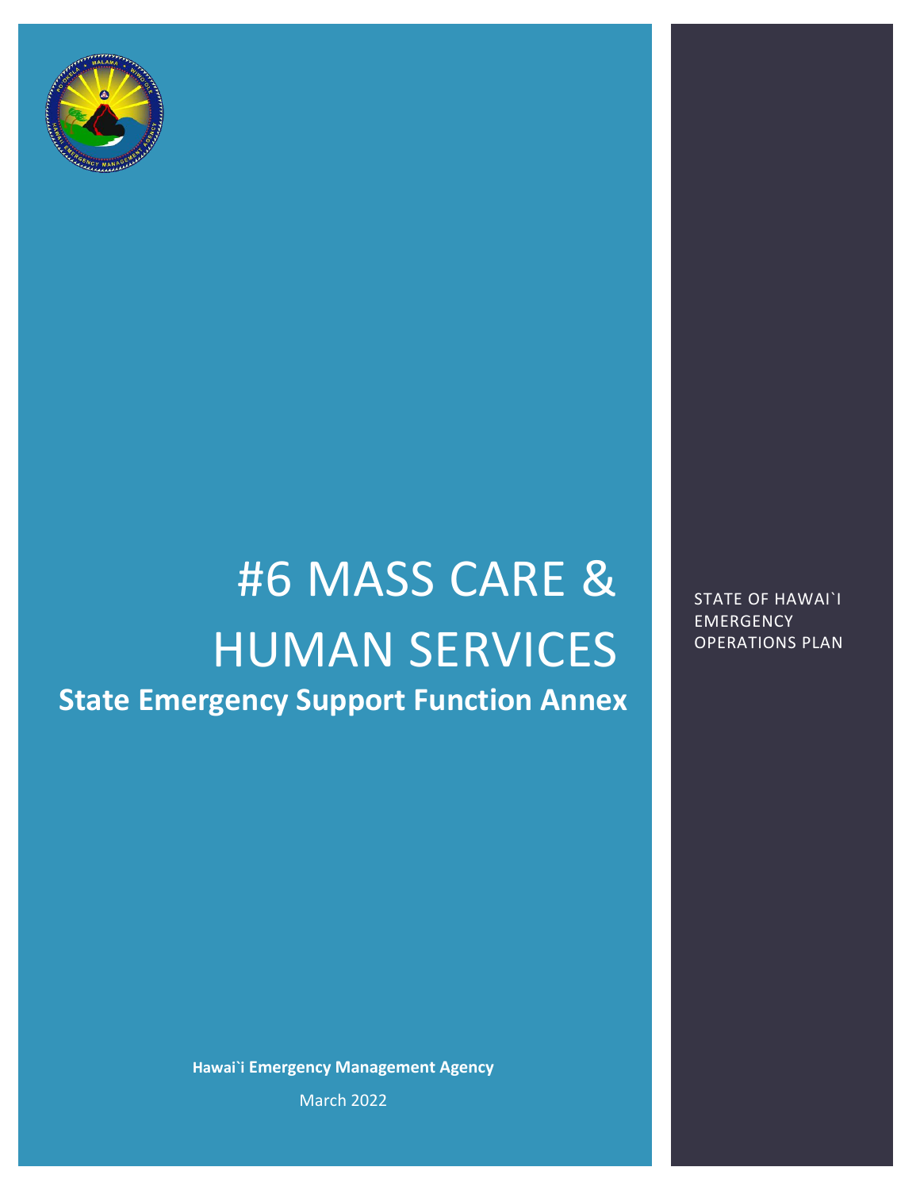# #6 MASS CARE & HUMAN SERVICES

## State Emergency Support Function Annex

STATE OF HAWAI`I EMERGENCY OPERATIONS PLAN

**Hawai`i Emergency Management Agency**

March 2022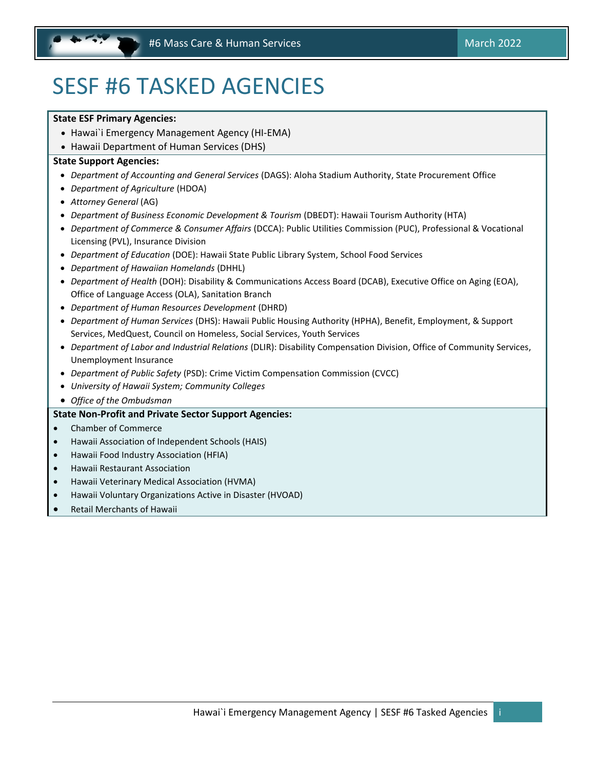# SESF #6 TASKED AGENCIES

**State ESF Primary Agencies:**

- Hawai`i Emergency Management Agency (HI-EMA)
- Hawaii Department of Human Services (DHS)

**State Support Agencies:**

- *Department of Accounting and General Services* (DAGS): Aloha Stadium Authority, State Procurement Office
- *Department of Agriculture* (HDOA)
- *Attorney General* (AG)
- *Department of Business Economic Development & Tourism* (DBEDT): Hawaii Tourism Authority (HTA)
- *Department of Commerce & Consumer Affairs* (DCCA): Public Utilities Commission (PUC), Professional & Vocational Licensing (PVL), Insurance Division
- *Department of Education* (DOE): Hawaii State Public Library System, School Food Services
- *Department of Hawaiian Homelands* (DHHL)
- *Department of Health* (DOH): Disability & Communications Access Board (DCAB), Executive Office on Aging (EOA), Office of Language Access (OLA), Sanitation Branch
- *Department of Human Resources Development* (DHRD)
- *Department of Human Services* (DHS): Hawaii Public Housing Authority (HPHA), Benefit, Employment, & Support Services, MedQuest, Council on Homeless, Social Services, Youth Services
- *Department of Labor and Industrial Relations* (DLIR): Disability Compensation Division, Office of Community Services, Unemployment Insurance
- *Department of Public Safety* (PSD): Crime Victim Compensation Commission (CVCC)
- *University of Hawaii System; Community Colleges*
- *Office of the Ombudsman*

**State Non-Profit and Private Sector Support Agencies:**

- Chamber of Commerce
- Hawaii Association of Independent Schools (HAIS)
- Hawaii Food Industry Association (HFIA)
- Hawaii Restaurant Association
- Hawaii Veterinary Medical Association (HVMA)
- Hawaii Voluntary Organizations Active in Disaster (HVOAD)
- Retail Merchants of Hawaii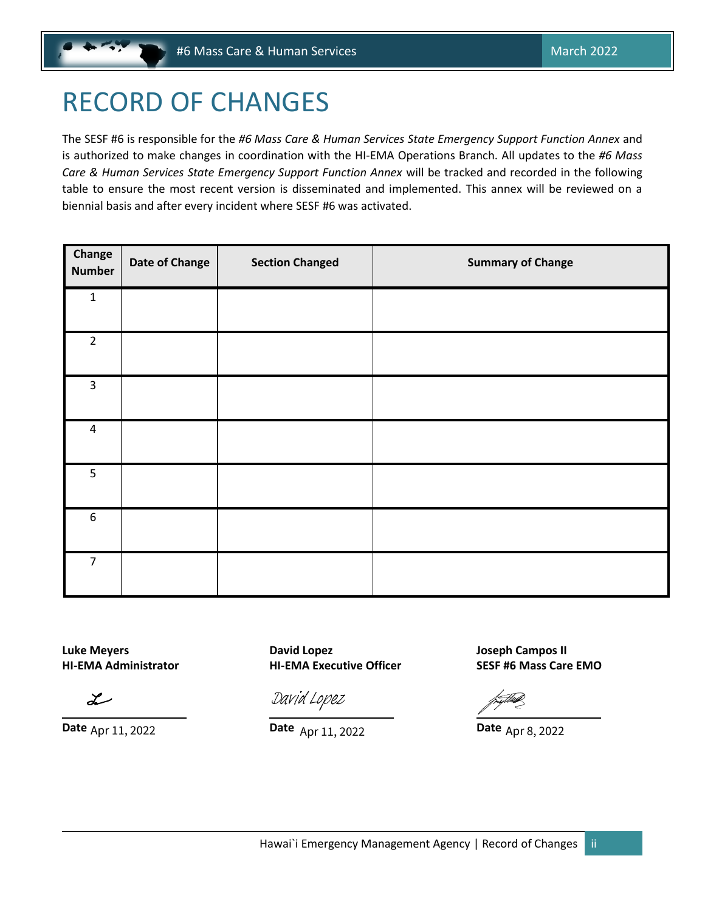# RECORD OF CHANGES

The SESF #6 is responsible for the *#6 Mass Care & Human Services State Emergency Support Function Annex* and is authorized to make changes in coordination with the HI-EMA Operations Branch. All updates to the *#6 Mass Care & Human Services State Emergency Support Function Annex* will be tracked and recorded in the following table to ensure the most recent version is disseminated and implemented. This annex will be reviewed on a biennial basis and after every incident where SESF #6 was activated.

| Change Number | Date of Change | Section Changed | Summary of Change |
|---|---|---|---|
| 1 | | | |
| 2 | | | |
| 3 | | | |
| 4 | | | |
| 5 | | | |
| 6 | | | |
| 7 | | | |

**Luke Meyers**
**HI-EMA Administrator**

**Date** Apr 11, 2022

**David Lopez**
**HI-EMA Executive Officer**

David Lopez

**Date** Apr 11, 2022

**Joseph Campos II**
**SESF #6 Mass Care EMO**

**Date** Apr 8, 2022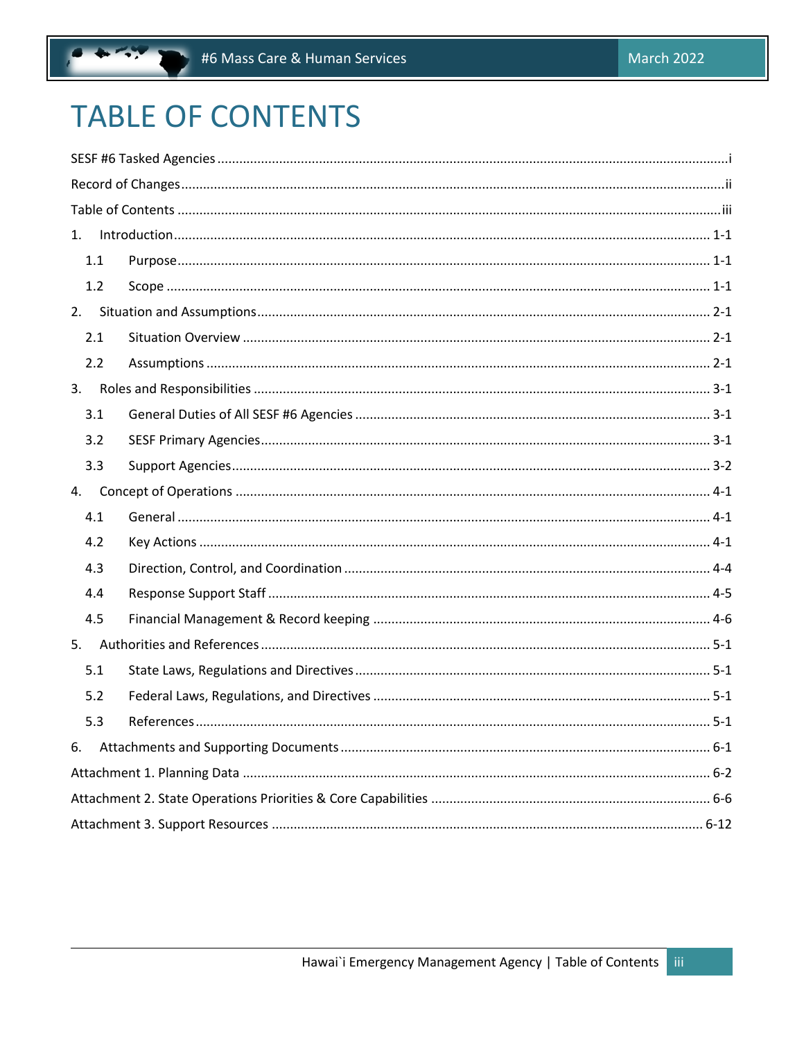# TABLE OF CONTENTS

SESF #6 Tasked Agencies .......... i

Record of Changes .......... ii

Table of Contents .......... iii

1. Introduction .......... 1-1
   - 1.1 Purpose .......... 1-1
   - 1.2 Scope .......... 1-1
2. Situation and Assumptions .......... 2-1
   - 2.1 Situation Overview .......... 2-1
   - 2.2 Assumptions .......... 2-1
3. Roles and Responsibilities .......... 3-1
   - 3.1 General Duties of All SESF #6 Agencies .......... 3-1
   - 3.2 SESF Primary Agencies .......... 3-1
   - 3.3 Support Agencies .......... 3-2
4. Concept of Operations .......... 4-1
   - 4.1 General .......... 4-1
   - 4.2 Key Actions .......... 4-1
   - 4.3 Direction, Control, and Coordination .......... 4-4
   - 4.4 Response Support Staff .......... 4-5
   - 4.5 Financial Management & Record keeping .......... 4-6
5. Authorities and References .......... 5-1
   - 5.1 State Laws, Regulations and Directives .......... 5-1
   - 5.2 Federal Laws, Regulations, and Directives .......... 5-1
   - 5.3 References .......... 5-1
6. Attachments and Supporting Documents .......... 6-1

Attachment 1. Planning Data .......... 6-2

Attachment 2. State Operations Priorities & Core Capabilities .......... 6-6

Attachment 3. Support Resources .......... 6-12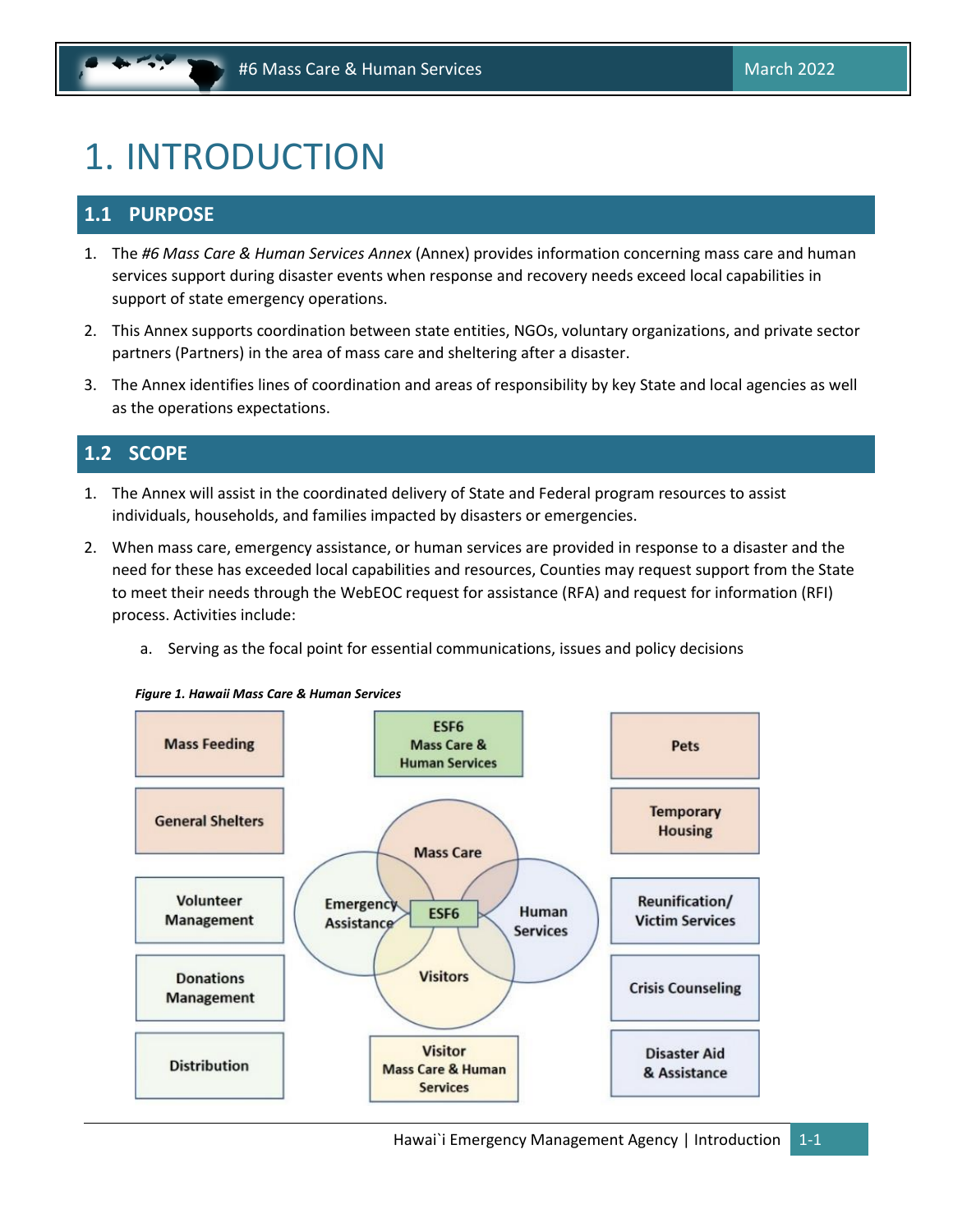# 1. INTRODUCTION

## 1.1 PURPOSE

1. The *#6 Mass Care & Human Services Annex* (Annex) provides information concerning mass care and human services support during disaster events when response and recovery needs exceed local capabilities in support of state emergency operations.
2. This Annex supports coordination between state entities, NGOs, voluntary organizations, and private sector partners (Partners) in the area of mass care and sheltering after a disaster.
3. The Annex identifies lines of coordination and areas of responsibility by key State and local agencies as well as the operations expectations.

## 1.2 SCOPE

1. The Annex will assist in the coordinated delivery of State and Federal program resources to assist individuals, households, and families impacted by disasters or emergencies.
2. When mass care, emergency assistance, or human services are provided in response to a disaster and the need for these has exceeded local capabilities and resources, Counties may request support from the State to meet their needs through the WebEOC request for assistance (RFA) and request for information (RFI) process. Activities include:
   a. Serving as the focal point for essential communications, issues and policy decisions

***Figure 1. Hawaii Mass Care & Human Services***

Mass Feeding | General Shelters | Volunteer Management | Donations Management | Distribution

ESF6 Mass Care & Human Services

Mass Care | Emergency Assistance | ESF6 | Human Services | Visitors

Visitor Mass Care & Human Services

Pets | Temporary Housing | Reunification/ Victim Services | Crisis Counseling | Disaster Aid & Assistance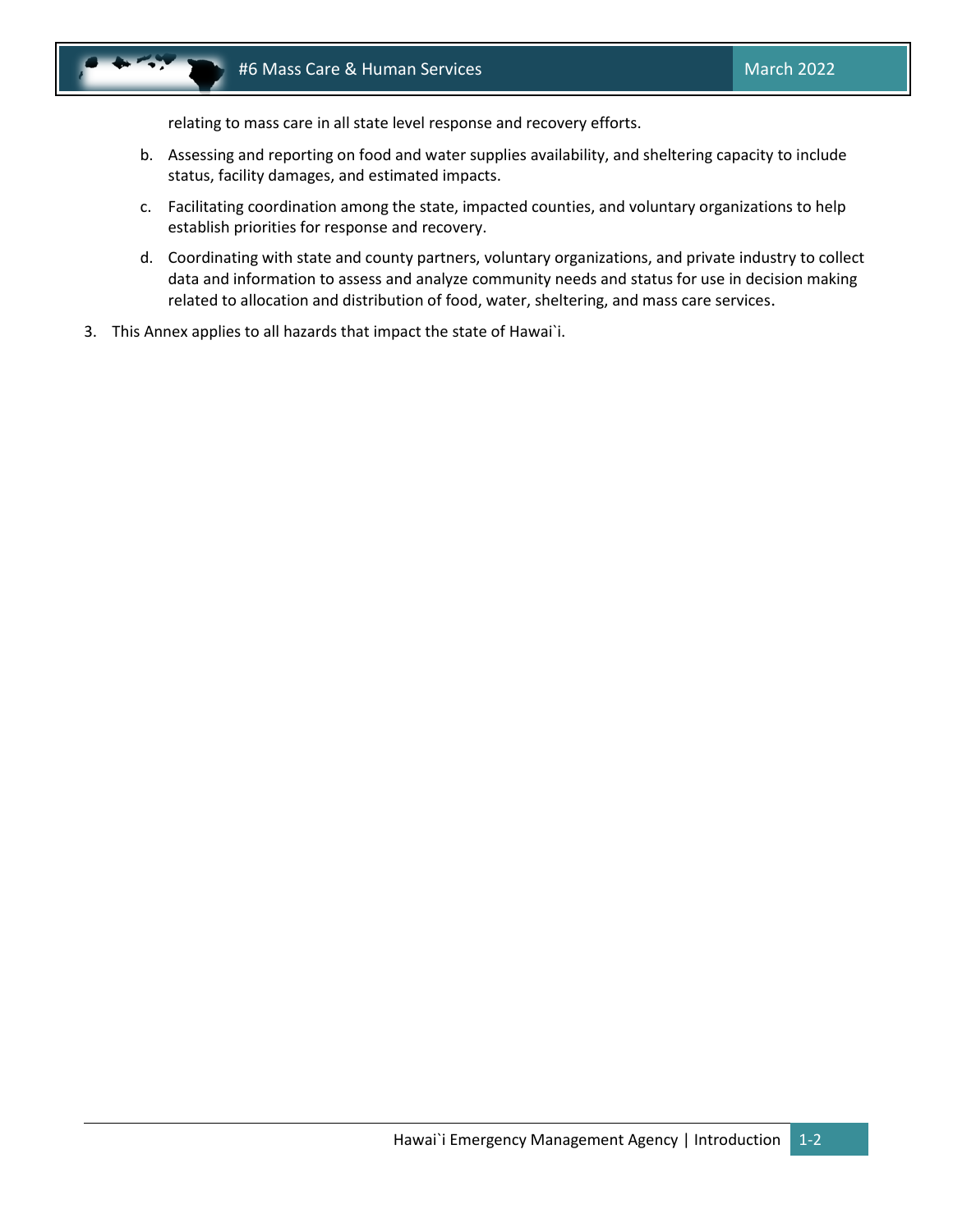relating to mass care in all state level response and recovery efforts.

b. Assessing and reporting on food and water supplies availability, and sheltering capacity to include status, facility damages, and estimated impacts.

c. Facilitating coordination among the state, impacted counties, and voluntary organizations to help establish priorities for response and recovery.

d. Coordinating with state and county partners, voluntary organizations, and private industry to collect data and information to assess and analyze community needs and status for use in decision making related to allocation and distribution of food, water, sheltering, and mass care services.

3. This Annex applies to all hazards that impact the state of Hawai`i.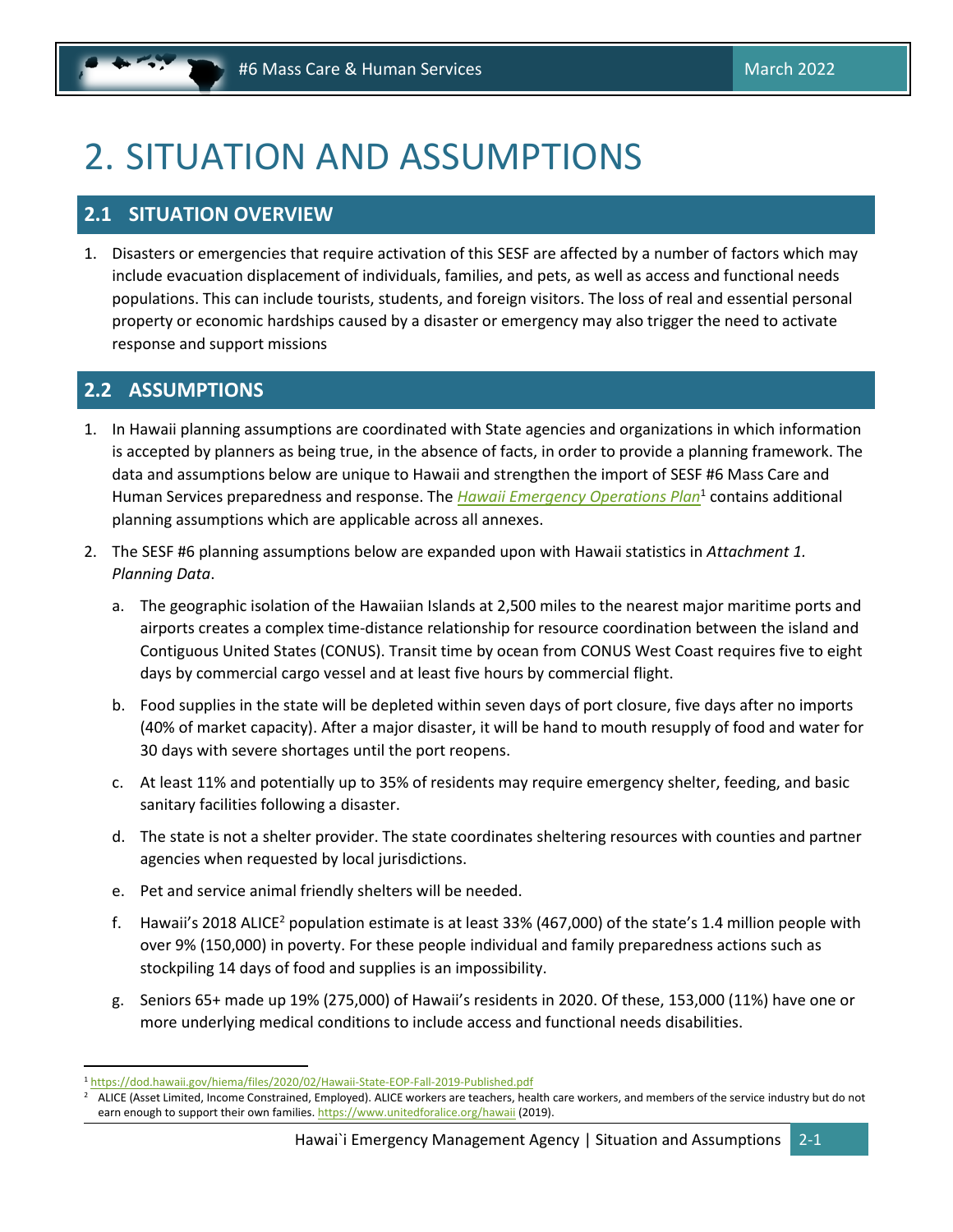# 2. SITUATION AND ASSUMPTIONS

## 2.1 SITUATION OVERVIEW

1. Disasters or emergencies that require activation of this SESF are affected by a number of factors which may include evacuation displacement of individuals, families, and pets, as well as access and functional needs populations. This can include tourists, students, and foreign visitors. The loss of real and essential personal property or economic hardships caused by a disaster or emergency may also trigger the need to activate response and support missions

## 2.2 ASSUMPTIONS

1. In Hawaii planning assumptions are coordinated with State agencies and organizations in which information is accepted by planners as being true, in the absence of facts, in order to provide a planning framework. The data and assumptions below are unique to Hawaii and strengthen the import of SESF #6 Mass Care and Human Services preparedness and response. The *Hawaii Emergency Operations Plan*[1] contains additional planning assumptions which are applicable across all annexes.
2. The SESF #6 planning assumptions below are expanded upon with Hawaii statistics in *Attachment 1. Planning Data*.
   a. The geographic isolation of the Hawaiian Islands at 2,500 miles to the nearest major maritime ports and airports creates a complex time-distance relationship for resource coordination between the island and Contiguous United States (CONUS). Transit time by ocean from CONUS West Coast requires five to eight days by commercial cargo vessel and at least five hours by commercial flight.
   b. Food supplies in the state will be depleted within seven days of port closure, five days after no imports (40% of market capacity). After a major disaster, it will be hand to mouth resupply of food and water for 30 days with severe shortages until the port reopens.
   c. At least 11% and potentially up to 35% of residents may require emergency shelter, feeding, and basic sanitary facilities following a disaster.
   d. The state is not a shelter provider. The state coordinates sheltering resources with counties and partner agencies when requested by local jurisdictions.
   e. Pet and service animal friendly shelters will be needed.
   f. Hawaii's 2018 ALICE[2] population estimate is at least 33% (467,000) of the state's 1.4 million people with over 9% (150,000) in poverty. For these people individual and family preparedness actions such as stockpiling 14 days of food and supplies is an impossibility.
   g. Seniors 65+ made up 19% (275,000) of Hawaii's residents in 2020. Of these, 153,000 (11%) have one or more underlying medical conditions to include access and functional needs disabilities.

---

[1] https://dod.hawaii.gov/hiema/files/2020/02/Hawaii-State-EOP-Fall-2019-Published.pdf

[2] ALICE (Asset Limited, Income Constrained, Employed). ALICE workers are teachers, health care workers, and members of the service industry but do not earn enough to support their own families. https://www.unitedforalice.org/hawaii (2019).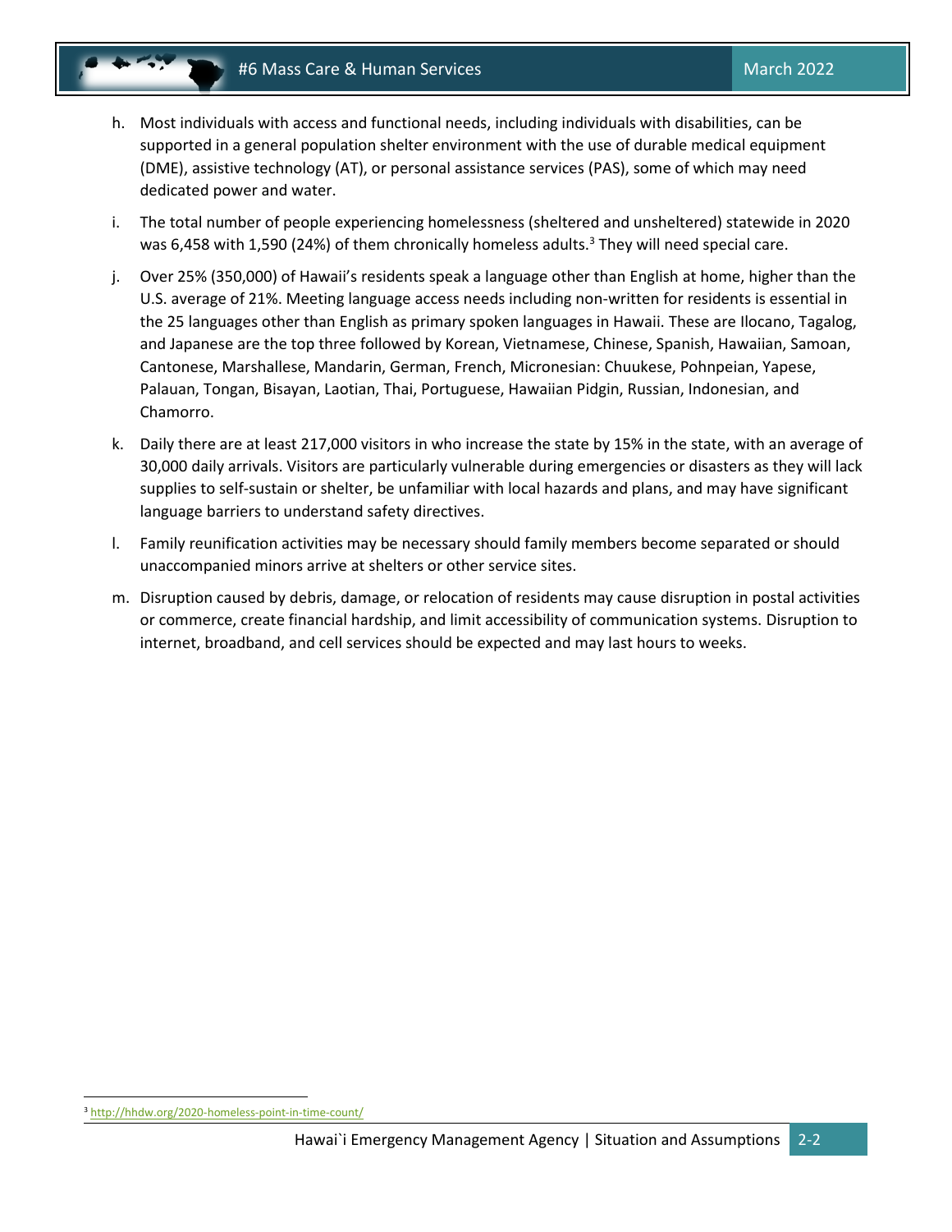h. Most individuals with access and functional needs, including individuals with disabilities, can be supported in a general population shelter environment with the use of durable medical equipment (DME), assistive technology (AT), or personal assistance services (PAS), some of which may need dedicated power and water.

i. The total number of people experiencing homelessness (sheltered and unsheltered) statewide in 2020 was 6,458 with 1,590 (24%) of them chronically homeless adults.[3] They will need special care.

j. Over 25% (350,000) of Hawaii's residents speak a language other than English at home, higher than the U.S. average of 21%. Meeting language access needs including non-written for residents is essential in the 25 languages other than English as primary spoken languages in Hawaii. These are Ilocano, Tagalog, and Japanese are the top three followed by Korean, Vietnamese, Chinese, Spanish, Hawaiian, Samoan, Cantonese, Marshallese, Mandarin, German, French, Micronesian: Chuukese, Pohnpeian, Yapese, Palauan, Tongan, Bisayan, Laotian, Thai, Portuguese, Hawaiian Pidgin, Russian, Indonesian, and Chamorro.

k. Daily there are at least 217,000 visitors in who increase the state by 15% in the state, with an average of 30,000 daily arrivals. Visitors are particularly vulnerable during emergencies or disasters as they will lack supplies to self-sustain or shelter, be unfamiliar with local hazards and plans, and may have significant language barriers to understand safety directives.

l. Family reunification activities may be necessary should family members become separated or should unaccompanied minors arrive at shelters or other service sites.

m. Disruption caused by debris, damage, or relocation of residents may cause disruption in postal activities or commerce, create financial hardship, and limit accessibility of communication systems. Disruption to internet, broadband, and cell services should be expected and may last hours to weeks.

[3] http://hhdw.org/2020-homeless-point-in-time-count/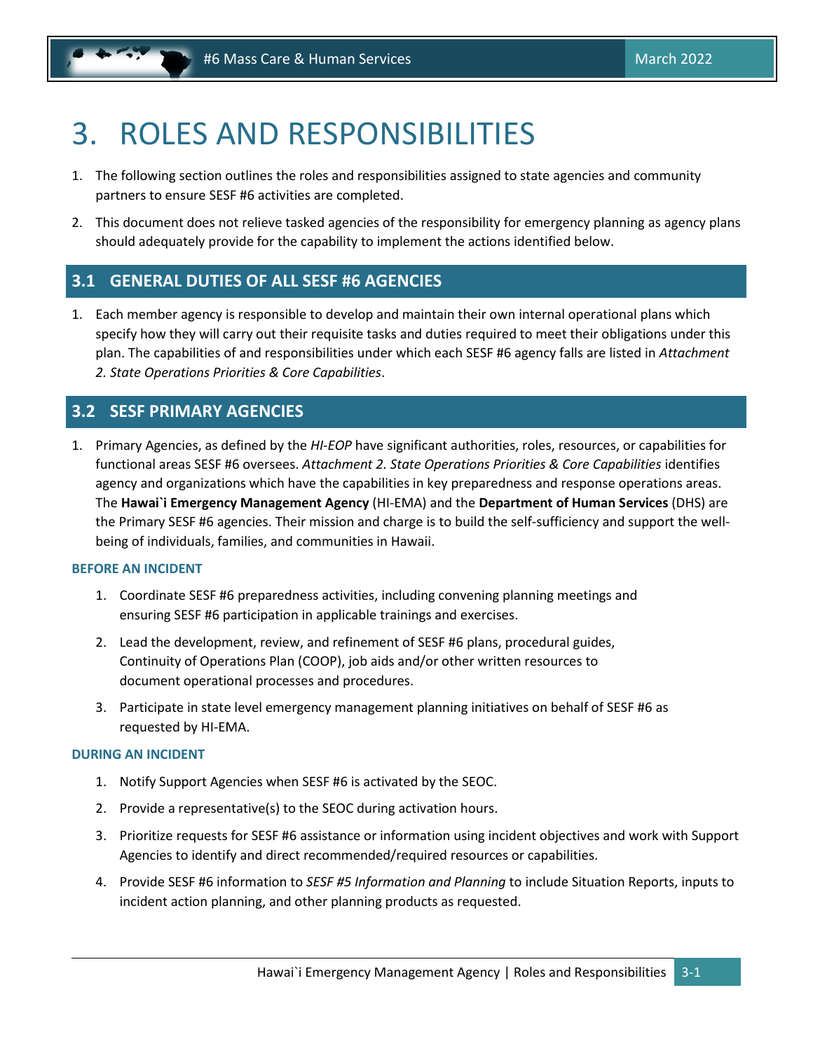# 3. ROLES AND RESPONSIBILITIES

1. The following section outlines the roles and responsibilities assigned to state agencies and community partners to ensure SESF #6 activities are completed.
2. This document does not relieve tasked agencies of the responsibility for emergency planning as agency plans should adequately provide for the capability to implement the actions identified below.

## 3.1 GENERAL DUTIES OF ALL SESF #6 AGENCIES

1. Each member agency is responsible to develop and maintain their own internal operational plans which specify how they will carry out their requisite tasks and duties required to meet their obligations under this plan. The capabilities of and responsibilities under which each SESF #6 agency falls are listed in *Attachment 2. State Operations Priorities & Core Capabilities*.

## 3.2 SESF PRIMARY AGENCIES

1. Primary Agencies, as defined by the *HI-EOP* have significant authorities, roles, resources, or capabilities for functional areas SESF #6 oversees. *Attachment 2. State Operations Priorities & Core Capabilities* identifies agency and organizations which have the capabilities in key preparedness and response operations areas. The **Hawai`i Emergency Management Agency** (HI-EMA) and the **Department of Human Services** (DHS) are the Primary SESF #6 agencies. Their mission and charge is to build the self-sufficiency and support the well-being of individuals, families, and communities in Hawaii.

#### BEFORE AN INCIDENT

1. Coordinate SESF #6 preparedness activities, including convening planning meetings and ensuring SESF #6 participation in applicable trainings and exercises.
2. Lead the development, review, and refinement of SESF #6 plans, procedural guides, Continuity of Operations Plan (COOP), job aids and/or other written resources to document operational processes and procedures.
3. Participate in state level emergency management planning initiatives on behalf of SESF #6 as requested by HI-EMA.

#### DURING AN INCIDENT

1. Notify Support Agencies when SESF #6 is activated by the SEOC.
2. Provide a representative(s) to the SEOC during activation hours.
3. Prioritize requests for SESF #6 assistance or information using incident objectives and work with Support Agencies to identify and direct recommended/required resources or capabilities.
4. Provide SESF #6 information to *SESF #5 Information and Planning* to include Situation Reports, inputs to incident action planning, and other planning products as requested.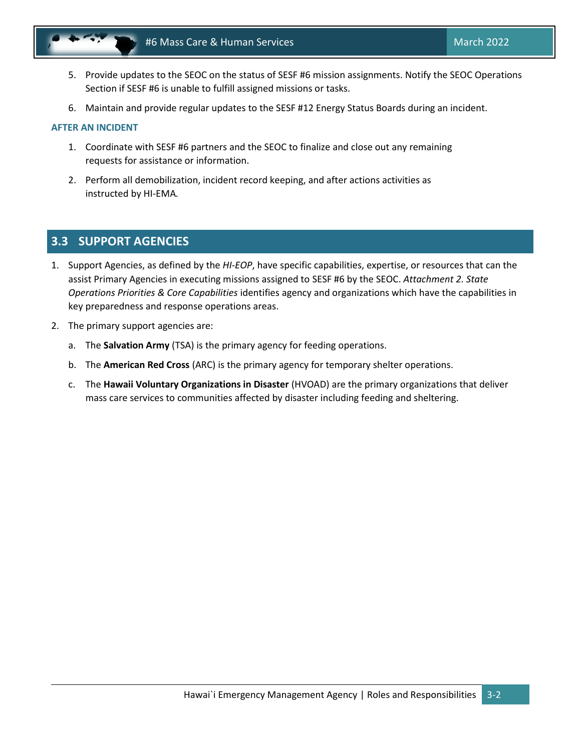5. Provide updates to the SEOC on the status of SESF #6 mission assignments. Notify the SEOC Operations Section if SESF #6 is unable to fulfill assigned missions or tasks.
6. Maintain and provide regular updates to the SESF #12 Energy Status Boards during an incident.

### AFTER AN INCIDENT

1. Coordinate with SESF #6 partners and the SEOC to finalize and close out any remaining requests for assistance or information.
2. Perform all demobilization, incident record keeping, and after actions activities as instructed by HI-EMA.

## 3.3 SUPPORT AGENCIES

1. Support Agencies, as defined by the *HI-EOP*, have specific capabilities, expertise, or resources that can the assist Primary Agencies in executing missions assigned to SESF #6 by the SEOC. *Attachment 2. State Operations Priorities & Core Capabilities* identifies agency and organizations which have the capabilities in key preparedness and response operations areas.
2. The primary support agencies are:
   a. The **Salvation Army** (TSA) is the primary agency for feeding operations.
   b. The **American Red Cross** (ARC) is the primary agency for temporary shelter operations.
   c. The **Hawaii Voluntary Organizations in Disaster** (HVOAD) are the primary organizations that deliver mass care services to communities affected by disaster including feeding and sheltering.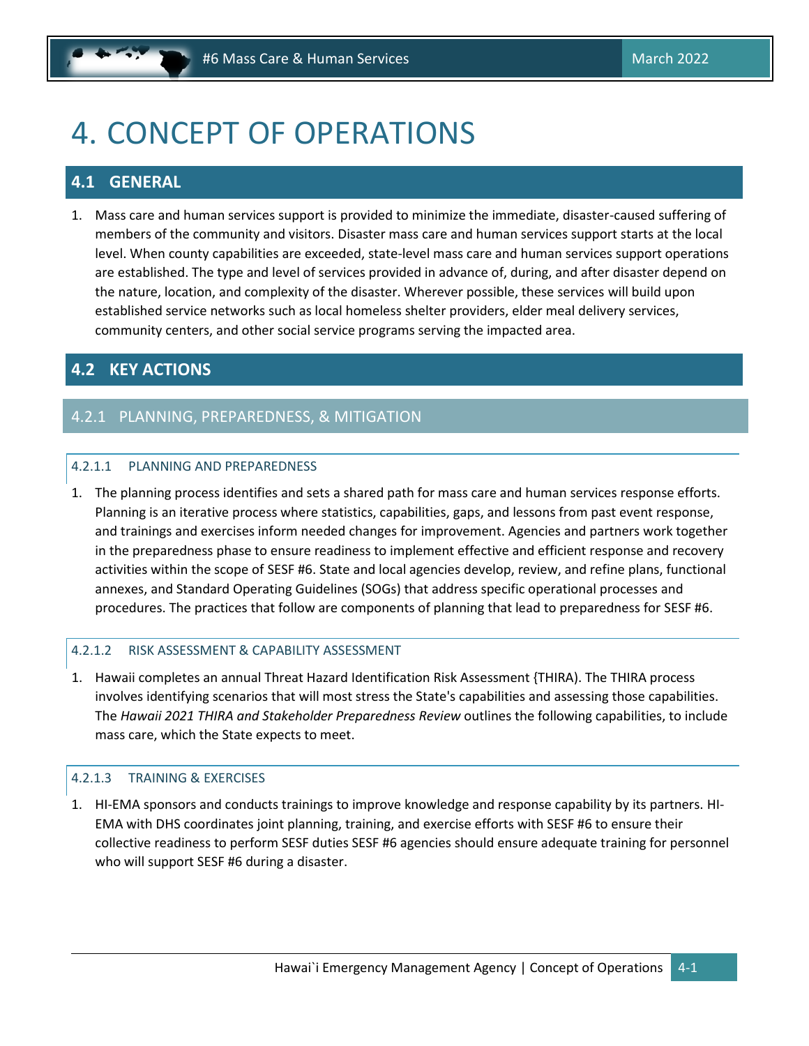# 4. CONCEPT OF OPERATIONS

## 4.1 GENERAL

1. Mass care and human services support is provided to minimize the immediate, disaster-caused suffering of members of the community and visitors. Disaster mass care and human services support starts at the local level. When county capabilities are exceeded, state-level mass care and human services support operations are established. The type and level of services provided in advance of, during, and after disaster depend on the nature, location, and complexity of the disaster. Wherever possible, these services will build upon established service networks such as local homeless shelter providers, elder meal delivery services, community centers, and other social service programs serving the impacted area.

## 4.2 KEY ACTIONS

### 4.2.1 PLANNING, PREPAREDNESS, & MITIGATION

#### 4.2.1.1 PLANNING AND PREPAREDNESS

1. The planning process identifies and sets a shared path for mass care and human services response efforts. Planning is an iterative process where statistics, capabilities, gaps, and lessons from past event response, and trainings and exercises inform needed changes for improvement. Agencies and partners work together in the preparedness phase to ensure readiness to implement effective and efficient response and recovery activities within the scope of SESF #6. State and local agencies develop, review, and refine plans, functional annexes, and Standard Operating Guidelines (SOGs) that address specific operational processes and procedures. The practices that follow are components of planning that lead to preparedness for SESF #6.

#### 4.2.1.2 RISK ASSESSMENT & CAPABILITY ASSESSMENT

1. Hawaii completes an annual Threat Hazard Identification Risk Assessment {THIRA). The THIRA process involves identifying scenarios that will most stress the State's capabilities and assessing those capabilities. The *Hawaii 2021 THIRA and Stakeholder Preparedness Review* outlines the following capabilities, to include mass care, which the State expects to meet.

#### 4.2.1.3 TRAINING & EXERCISES

1. HI-EMA sponsors and conducts trainings to improve knowledge and response capability by its partners. HI-EMA with DHS coordinates joint planning, training, and exercise efforts with SESF #6 to ensure their collective readiness to perform SESF duties SESF #6 agencies should ensure adequate training for personnel who will support SESF #6 during a disaster.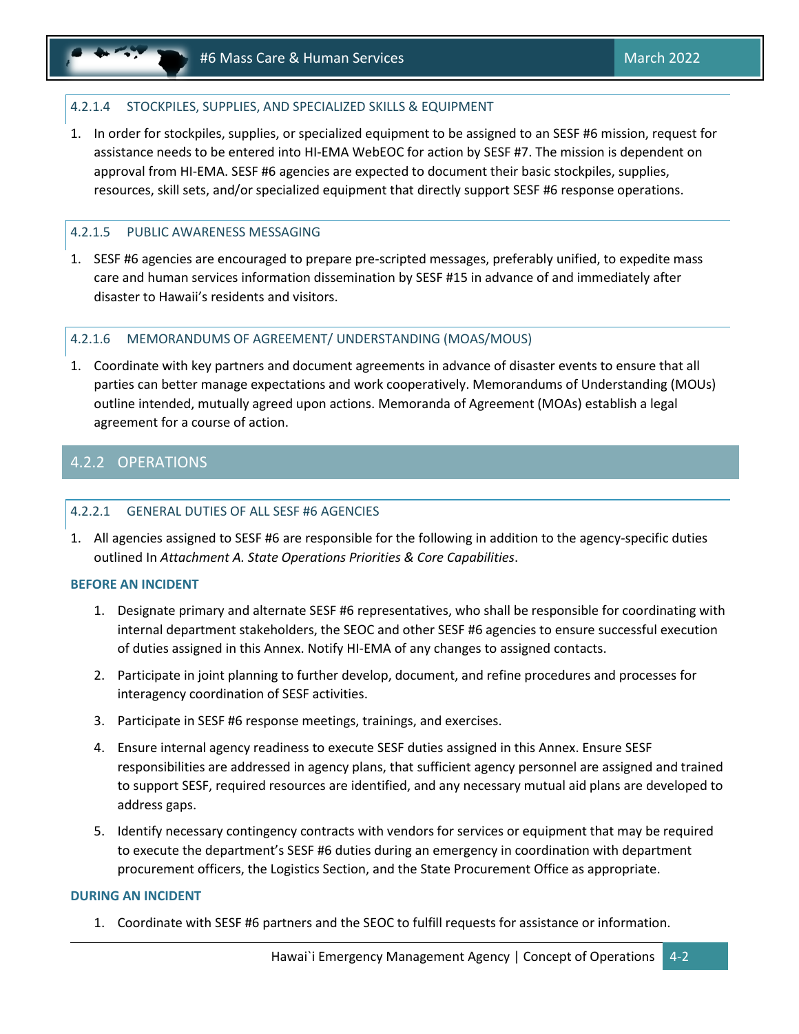#### 4.2.1.4 STOCKPILES, SUPPLIES, AND SPECIALIZED SKILLS & EQUIPMENT

1. In order for stockpiles, supplies, or specialized equipment to be assigned to an SESF #6 mission, request for assistance needs to be entered into HI-EMA WebEOC for action by SESF #7. The mission is dependent on approval from HI-EMA. SESF #6 agencies are expected to document their basic stockpiles, supplies, resources, skill sets, and/or specialized equipment that directly support SESF #6 response operations.

#### 4.2.1.5 PUBLIC AWARENESS MESSAGING

1. SESF #6 agencies are encouraged to prepare pre-scripted messages, preferably unified, to expedite mass care and human services information dissemination by SESF #15 in advance of and immediately after disaster to Hawaii's residents and visitors.

#### 4.2.1.6 MEMORANDUMS OF AGREEMENT/ UNDERSTANDING (MOAS/MOUS)

1. Coordinate with key partners and document agreements in advance of disaster events to ensure that all parties can better manage expectations and work cooperatively. Memorandums of Understanding (MOUs) outline intended, mutually agreed upon actions. Memoranda of Agreement (MOAs) establish a legal agreement for a course of action.

### 4.2.2 OPERATIONS

#### 4.2.2.1 GENERAL DUTIES OF ALL SESF #6 AGENCIES

1. All agencies assigned to SESF #6 are responsible for the following in addition to the agency-specific duties outlined In *Attachment A. State Operations Priorities & Core Capabilities*.

**BEFORE AN INCIDENT**

1. Designate primary and alternate SESF #6 representatives, who shall be responsible for coordinating with internal department stakeholders, the SEOC and other SESF #6 agencies to ensure successful execution of duties assigned in this Annex. Notify HI-EMA of any changes to assigned contacts.
2. Participate in joint planning to further develop, document, and refine procedures and processes for interagency coordination of SESF activities.
3. Participate in SESF #6 response meetings, trainings, and exercises.
4. Ensure internal agency readiness to execute SESF duties assigned in this Annex. Ensure SESF responsibilities are addressed in agency plans, that sufficient agency personnel are assigned and trained to support SESF, required resources are identified, and any necessary mutual aid plans are developed to address gaps.
5. Identify necessary contingency contracts with vendors for services or equipment that may be required to execute the department's SESF #6 duties during an emergency in coordination with department procurement officers, the Logistics Section, and the State Procurement Office as appropriate.

**DURING AN INCIDENT**

1. Coordinate with SESF #6 partners and the SEOC to fulfill requests for assistance or information.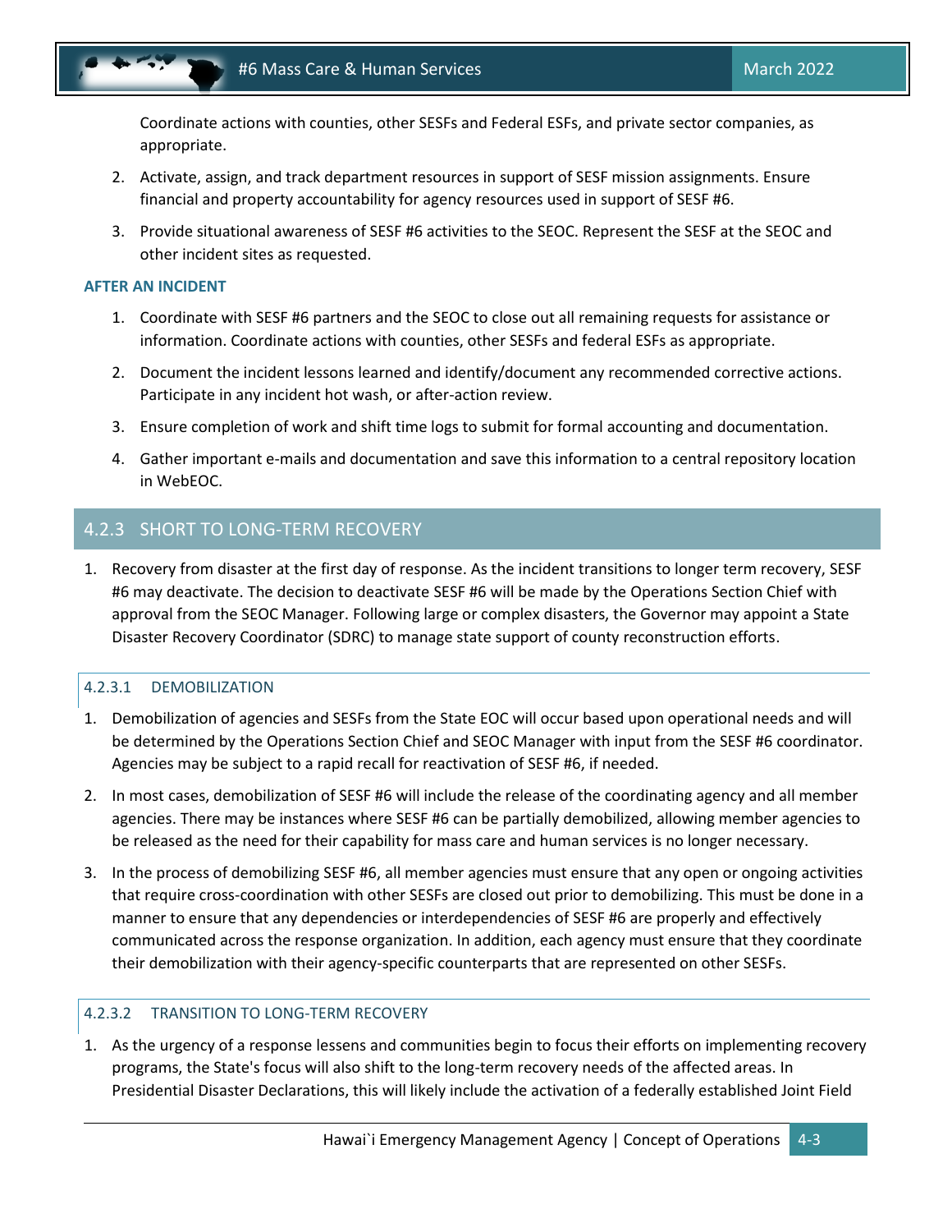Coordinate actions with counties, other SESFs and Federal ESFs, and private sector companies, as appropriate.

2. Activate, assign, and track department resources in support of SESF mission assignments. Ensure financial and property accountability for agency resources used in support of SESF #6.
3. Provide situational awareness of SESF #6 activities to the SEOC. Represent the SESF at the SEOC and other incident sites as requested.

**AFTER AN INCIDENT**

1. Coordinate with SESF #6 partners and the SEOC to close out all remaining requests for assistance or information. Coordinate actions with counties, other SESFs and federal ESFs as appropriate.
2. Document the incident lessons learned and identify/document any recommended corrective actions. Participate in any incident hot wash, or after-action review.
3. Ensure completion of work and shift time logs to submit for formal accounting and documentation.
4. Gather important e-mails and documentation and save this information to a central repository location in WebEOC.

## 4.2.3 SHORT TO LONG-TERM RECOVERY

1. Recovery from disaster at the first day of response. As the incident transitions to longer term recovery, SESF #6 may deactivate. The decision to deactivate SESF #6 will be made by the Operations Section Chief with approval from the SEOC Manager. Following large or complex disasters, the Governor may appoint a State Disaster Recovery Coordinator (SDRC) to manage state support of county reconstruction efforts.

### 4.2.3.1 DEMOBILIZATION

1. Demobilization of agencies and SESFs from the State EOC will occur based upon operational needs and will be determined by the Operations Section Chief and SEOC Manager with input from the SESF #6 coordinator. Agencies may be subject to a rapid recall for reactivation of SESF #6, if needed.
2. In most cases, demobilization of SESF #6 will include the release of the coordinating agency and all member agencies. There may be instances where SESF #6 can be partially demobilized, allowing member agencies to be released as the need for their capability for mass care and human services is no longer necessary.
3. In the process of demobilizing SESF #6, all member agencies must ensure that any open or ongoing activities that require cross-coordination with other SESFs are closed out prior to demobilizing. This must be done in a manner to ensure that any dependencies or interdependencies of SESF #6 are properly and effectively communicated across the response organization. In addition, each agency must ensure that they coordinate their demobilization with their agency-specific counterparts that are represented on other SESFs.

### 4.2.3.2 TRANSITION TO LONG-TERM RECOVERY

1. As the urgency of a response lessens and communities begin to focus their efforts on implementing recovery programs, the State's focus will also shift to the long-term recovery needs of the affected areas. In Presidential Disaster Declarations, this will likely include the activation of a federally established Joint Field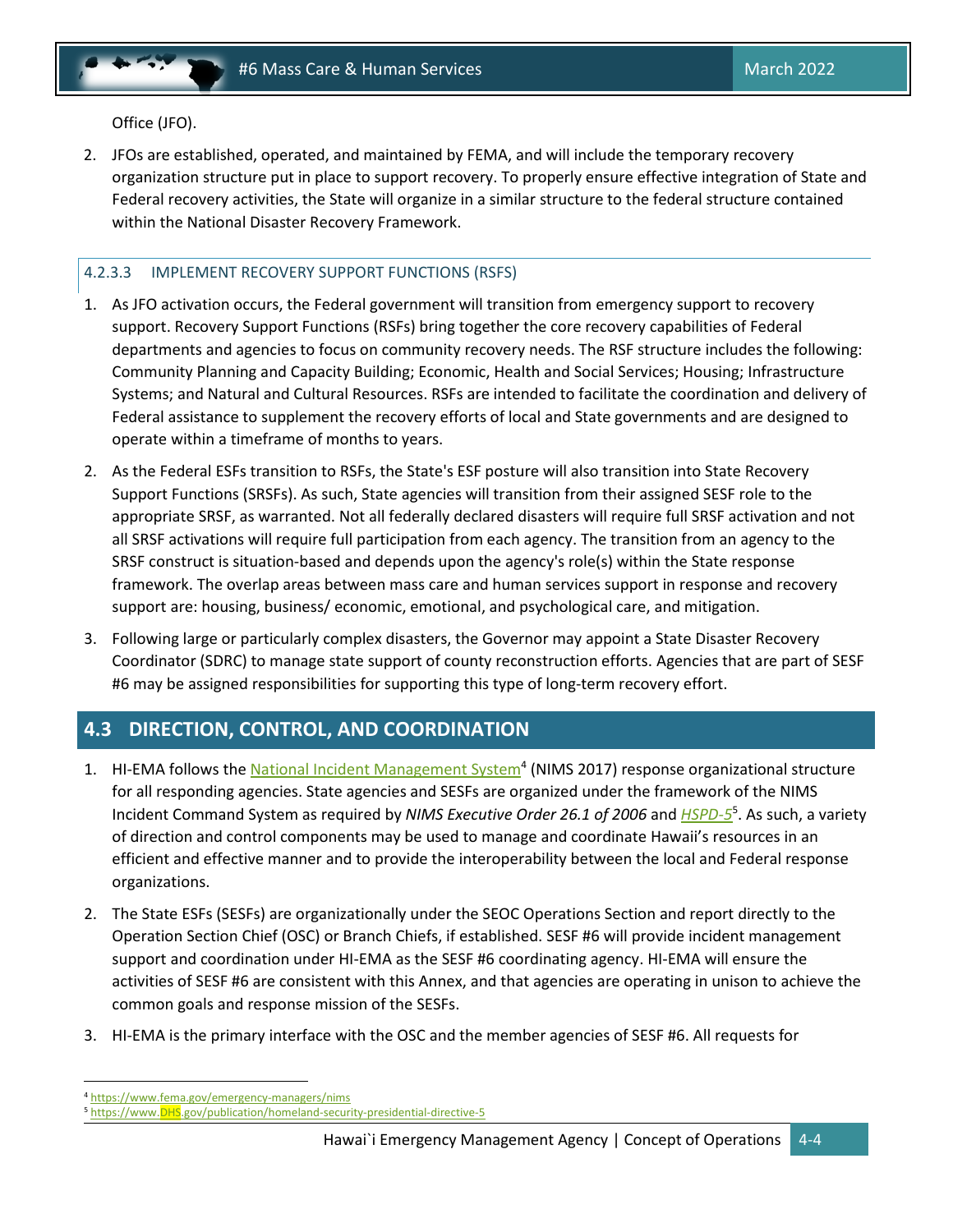Office (JFO).

2. JFOs are established, operated, and maintained by FEMA, and will include the temporary recovery organization structure put in place to support recovery. To properly ensure effective integration of State and Federal recovery activities, the State will organize in a similar structure to the federal structure contained within the National Disaster Recovery Framework.

#### 4.2.3.3 IMPLEMENT RECOVERY SUPPORT FUNCTIONS (RSFS)

1. As JFO activation occurs, the Federal government will transition from emergency support to recovery support. Recovery Support Functions (RSFs) bring together the core recovery capabilities of Federal departments and agencies to focus on community recovery needs. The RSF structure includes the following: Community Planning and Capacity Building; Economic, Health and Social Services; Housing; Infrastructure Systems; and Natural and Cultural Resources. RSFs are intended to facilitate the coordination and delivery of Federal assistance to supplement the recovery efforts of local and State governments and are designed to operate within a timeframe of months to years.

2. As the Federal ESFs transition to RSFs, the State's ESF posture will also transition into State Recovery Support Functions (SRSFs). As such, State agencies will transition from their assigned SESF role to the appropriate SRSF, as warranted. Not all federally declared disasters will require full SRSF activation and not all SRSF activations will require full participation from each agency. The transition from an agency to the SRSF construct is situation-based and depends upon the agency's role(s) within the State response framework. The overlap areas between mass care and human services support in response and recovery support are: housing, business/ economic, emotional, and psychological care, and mitigation.

3. Following large or particularly complex disasters, the Governor may appoint a State Disaster Recovery Coordinator (SDRC) to manage state support of county reconstruction efforts. Agencies that are part of SESF #6 may be assigned responsibilities for supporting this type of long-term recovery effort.

## 4.3 DIRECTION, CONTROL, AND COORDINATION

1. HI-EMA follows the National Incident Management System[4] (NIMS 2017) response organizational structure for all responding agencies. State agencies and SESFs are organized under the framework of the NIMS Incident Command System as required by *NIMS Executive Order 26.1 of 2006* and *HSPD-5*[5]. As such, a variety of direction and control components may be used to manage and coordinate Hawaii's resources in an efficient and effective manner and to provide the interoperability between the local and Federal response organizations.

2. The State ESFs (SESFs) are organizationally under the SEOC Operations Section and report directly to the Operation Section Chief (OSC) or Branch Chiefs, if established. SESF #6 will provide incident management support and coordination under HI-EMA as the SESF #6 coordinating agency. HI-EMA will ensure the activities of SESF #6 are consistent with this Annex, and that agencies are operating in unison to achieve the common goals and response mission of the SESFs.

3. HI-EMA is the primary interface with the OSC and the member agencies of SESF #6. All requests for

---

[4] https://www.fema.gov/emergency-managers/nims

[5] https://www.DHS.gov/publication/homeland-security-presidential-directive-5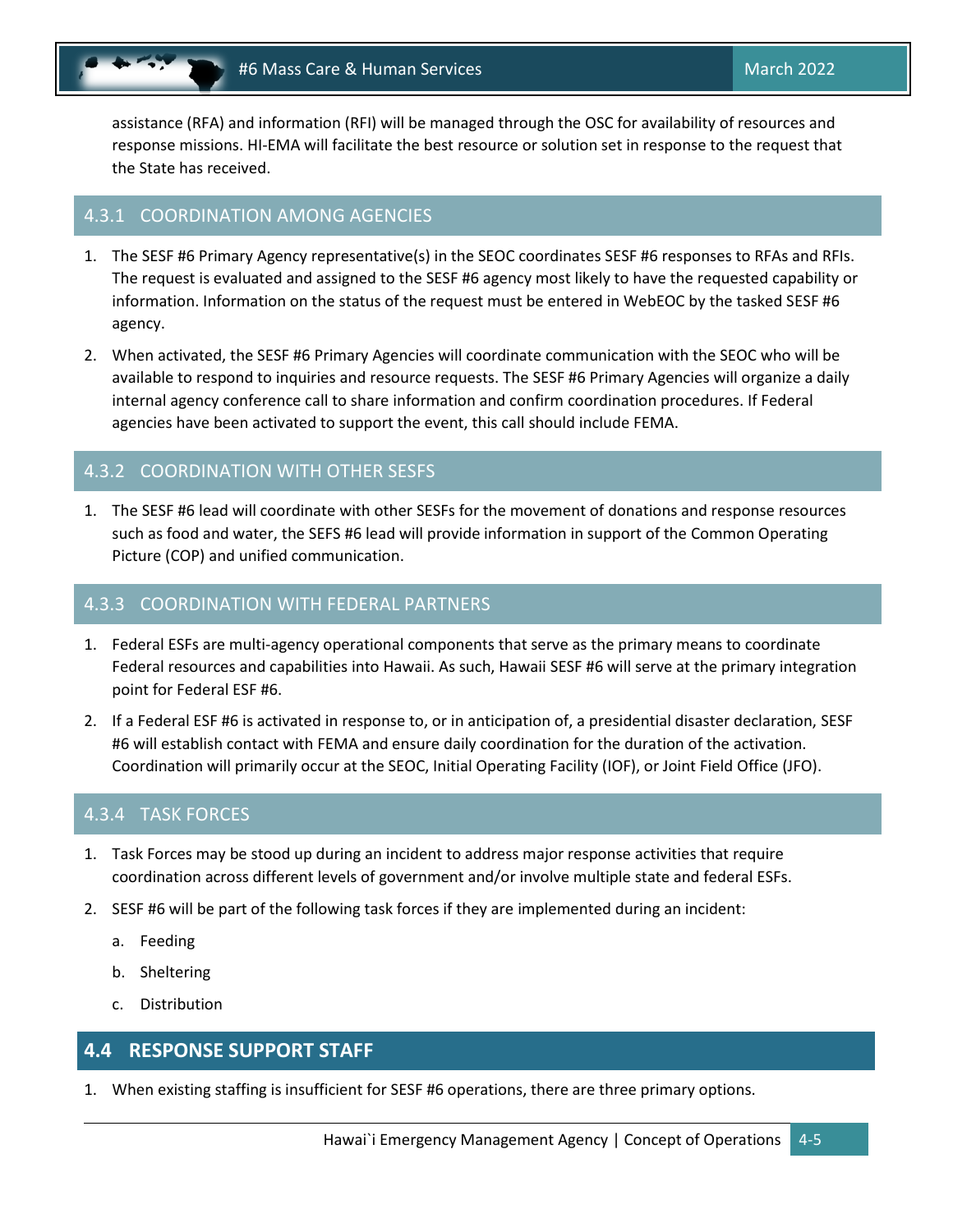assistance (RFA) and information (RFI) will be managed through the OSC for availability of resources and response missions. HI-EMA will facilitate the best resource or solution set in response to the request that the State has received.

### 4.3.1 COORDINATION AMONG AGENCIES

1. The SESF #6 Primary Agency representative(s) in the SEOC coordinates SESF #6 responses to RFAs and RFIs. The request is evaluated and assigned to the SESF #6 agency most likely to have the requested capability or information. Information on the status of the request must be entered in WebEOC by the tasked SESF #6 agency.
2. When activated, the SESF #6 Primary Agencies will coordinate communication with the SEOC who will be available to respond to inquiries and resource requests. The SESF #6 Primary Agencies will organize a daily internal agency conference call to share information and confirm coordination procedures. If Federal agencies have been activated to support the event, this call should include FEMA.

### 4.3.2 COORDINATION WITH OTHER SESFS

1. The SESF #6 lead will coordinate with other SESFs for the movement of donations and response resources such as food and water, the SEFS #6 lead will provide information in support of the Common Operating Picture (COP) and unified communication.

### 4.3.3 COORDINATION WITH FEDERAL PARTNERS

1. Federal ESFs are multi-agency operational components that serve as the primary means to coordinate Federal resources and capabilities into Hawaii. As such, Hawaii SESF #6 will serve at the primary integration point for Federal ESF #6.
2. If a Federal ESF #6 is activated in response to, or in anticipation of, a presidential disaster declaration, SESF #6 will establish contact with FEMA and ensure daily coordination for the duration of the activation. Coordination will primarily occur at the SEOC, Initial Operating Facility (IOF), or Joint Field Office (JFO).

### 4.3.4 TASK FORCES

1. Task Forces may be stood up during an incident to address major response activities that require coordination across different levels of government and/or involve multiple state and federal ESFs.
2. SESF #6 will be part of the following task forces if they are implemented during an incident:
   a. Feeding
   b. Sheltering
   c. Distribution

## 4.4 RESPONSE SUPPORT STAFF

1. When existing staffing is insufficient for SESF #6 operations, there are three primary options.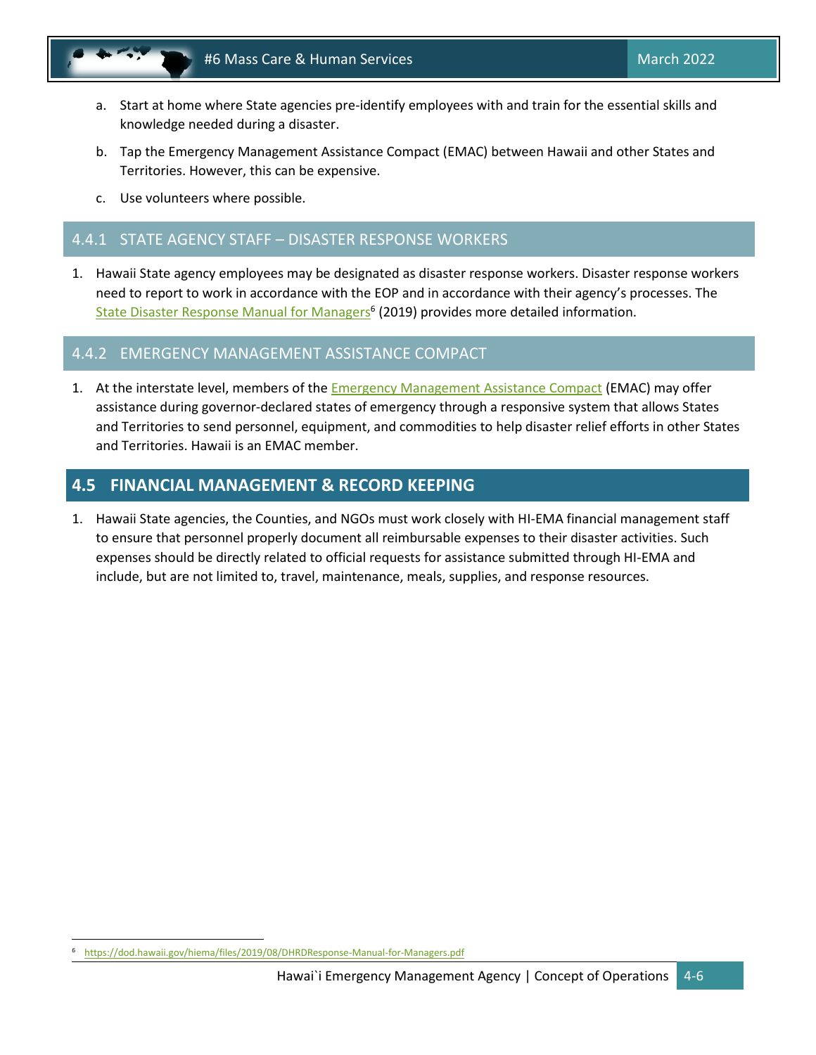a. Start at home where State agencies pre-identify employees with and train for the essential skills and knowledge needed during a disaster.

b. Tap the Emergency Management Assistance Compact (EMAC) between Hawaii and other States and Territories. However, this can be expensive.

c. Use volunteers where possible.

### 4.4.1 STATE AGENCY STAFF – DISASTER RESPONSE WORKERS

1. Hawaii State agency employees may be designated as disaster response workers. Disaster response workers need to report to work in accordance with the EOP and in accordance with their agency's processes. The State Disaster Response Manual for Managers[6] (2019) provides more detailed information.

### 4.4.2 EMERGENCY MANAGEMENT ASSISTANCE COMPACT

1. At the interstate level, members of the Emergency Management Assistance Compact (EMAC) may offer assistance during governor-declared states of emergency through a responsive system that allows States and Territories to send personnel, equipment, and commodities to help disaster relief efforts in other States and Territories. Hawaii is an EMAC member.

## 4.5 FINANCIAL MANAGEMENT & RECORD KEEPING

1. Hawaii State agencies, the Counties, and NGOs must work closely with HI-EMA financial management staff to ensure that personnel properly document all reimbursable expenses to their disaster activities. Such expenses should be directly related to official requests for assistance submitted through HI-EMA and include, but are not limited to, travel, maintenance, meals, supplies, and response resources.

[6] https://dod.hawaii.gov/hiema/files/2019/08/DHRDResponse-Manual-for-Managers.pdf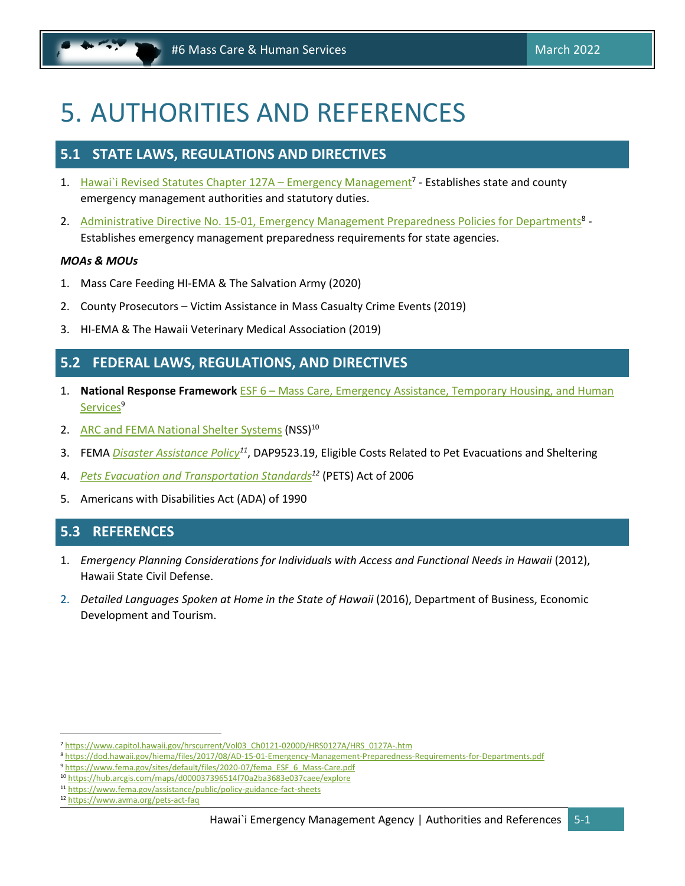# 5. AUTHORITIES AND REFERENCES

## 5.1 STATE LAWS, REGULATIONS AND DIRECTIVES

1. Hawai`i Revised Statutes Chapter 127A – Emergency Management[7] - Establishes state and county emergency management authorities and statutory duties.
2. Administrative Directive No. 15-01, Emergency Management Preparedness Policies for Departments[8] - Establishes emergency management preparedness requirements for state agencies.

***MOAs & MOUs***

1. Mass Care Feeding HI-EMA & The Salvation Army (2020)
2. County Prosecutors – Victim Assistance in Mass Casualty Crime Events (2019)
3. HI-EMA & The Hawaii Veterinary Medical Association (2019)

## 5.2 FEDERAL LAWS, REGULATIONS, AND DIRECTIVES

1. **National Response Framework** ESF 6 – Mass Care, Emergency Assistance, Temporary Housing, and Human Services[9]
2. ARC and FEMA National Shelter Systems (NSS)[10]
3. FEMA *Disaster Assistance Policy*[11], DAP9523.19, Eligible Costs Related to Pet Evacuations and Sheltering
4. *Pets Evacuation and Transportation Standards*[12] (PETS) Act of 2006
5. Americans with Disabilities Act (ADA) of 1990

## 5.3 REFERENCES

1. *Emergency Planning Considerations for Individuals with Access and Functional Needs in Hawaii* (2012), Hawaii State Civil Defense.
2. *Detailed Languages Spoken at Home in the State of Hawaii* (2016), Department of Business, Economic Development and Tourism.

---

[7] https://www.capitol.hawaii.gov/hrscurrent/Vol03_Ch0121-0200D/HRS0127A/HRS_0127A-.htm
[8] https://dod.hawaii.gov/hiema/files/2017/08/AD-15-01-Emergency-Management-Preparedness-Requirements-for-Departments.pdf
[9] https://www.fema.gov/sites/default/files/2020-07/fema_ESF_6_Mass-Care.pdf
[10] https://hub.arcgis.com/maps/d000037396514f70a2ba3683e037caee/explore
[11] https://www.fema.gov/assistance/public/policy-guidance-fact-sheets
[12] https://www.avma.org/pets-act-faq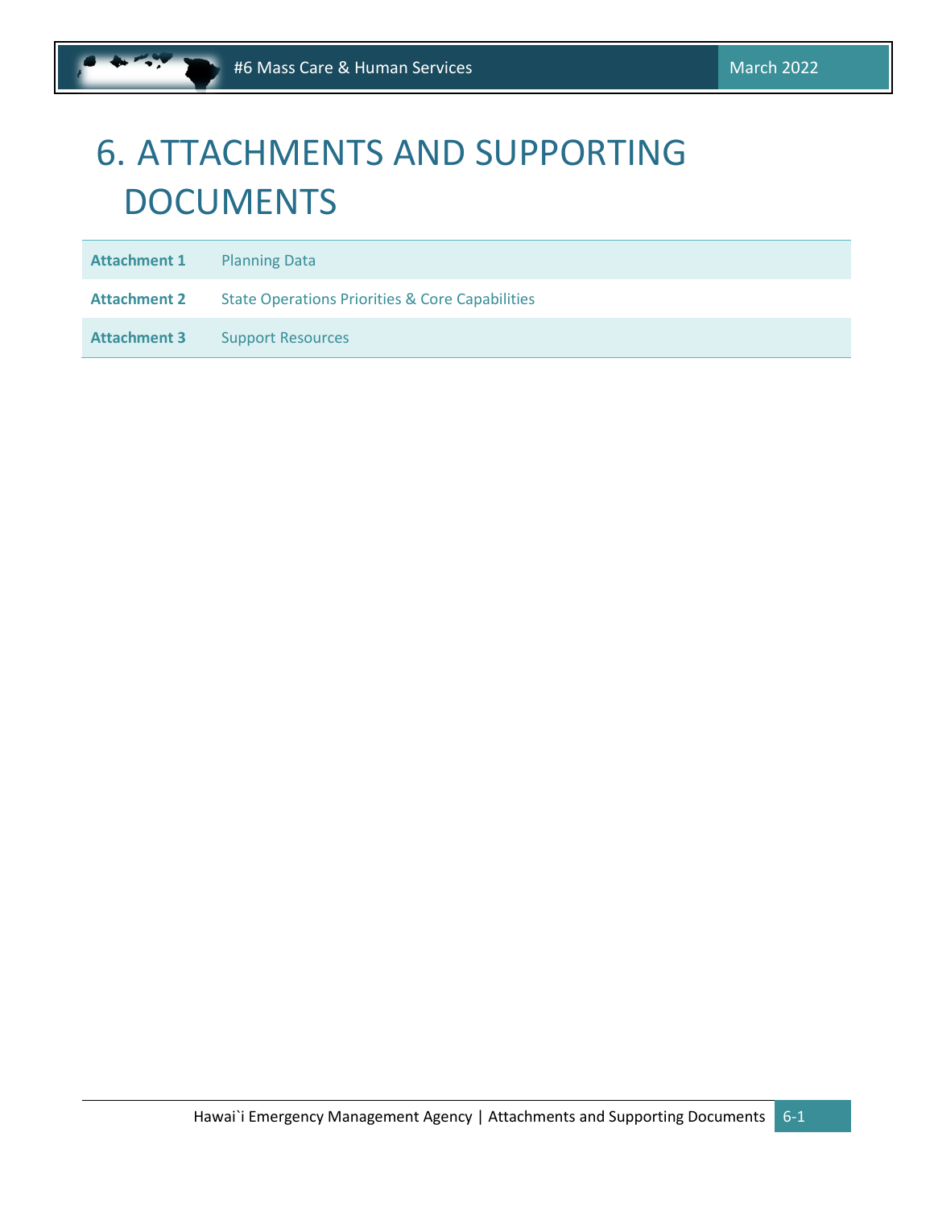# 6. ATTACHMENTS AND SUPPORTING DOCUMENTS

| | |
|---|---|
| **Attachment 1** | Planning Data |
| **Attachment 2** | State Operations Priorities & Core Capabilities |
| **Attachment 3** | Support Resources |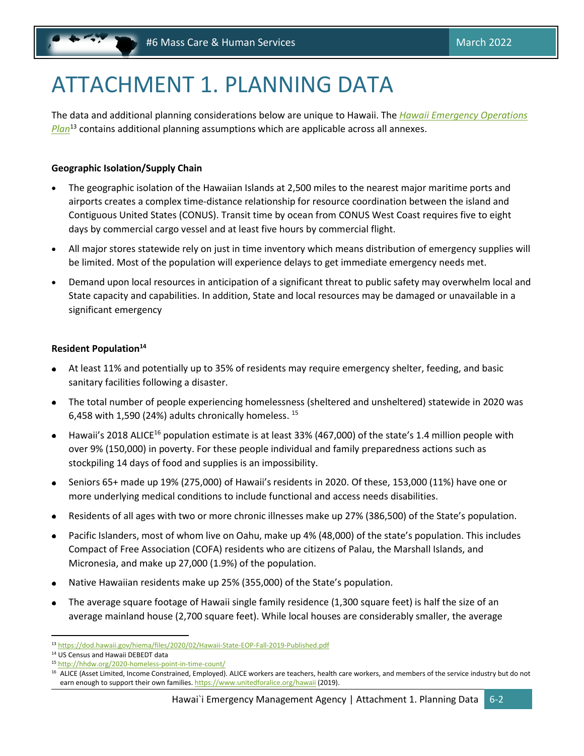# ATTACHMENT 1. PLANNING DATA

The data and additional planning considerations below are unique to Hawaii. The *Hawaii Emergency Operations Plan*[13] contains additional planning assumptions which are applicable across all annexes.

**Geographic Isolation/Supply Chain**

- The geographic isolation of the Hawaiian Islands at 2,500 miles to the nearest major maritime ports and airports creates a complex time-distance relationship for resource coordination between the island and Contiguous United States (CONUS). Transit time by ocean from CONUS West Coast requires five to eight days by commercial cargo vessel and at least five hours by commercial flight.
- All major stores statewide rely on just in time inventory which means distribution of emergency supplies will be limited. Most of the population will experience delays to get immediate emergency needs met.
- Demand upon local resources in anticipation of a significant threat to public safety may overwhelm local and State capacity and capabilities. In addition, State and local resources may be damaged or unavailable in a significant emergency

**Resident Population[14]**

- At least 11% and potentially up to 35% of residents may require emergency shelter, feeding, and basic sanitary facilities following a disaster.
- The total number of people experiencing homelessness (sheltered and unsheltered) statewide in 2020 was 6,458 with 1,590 (24%) adults chronically homeless. [15]
- Hawaii's 2018 ALICE[16] population estimate is at least 33% (467,000) of the state's 1.4 million people with over 9% (150,000) in poverty. For these people individual and family preparedness actions such as stockpiling 14 days of food and supplies is an impossibility.
- Seniors 65+ made up 19% (275,000) of Hawaii's residents in 2020. Of these, 153,000 (11%) have one or more underlying medical conditions to include functional and access needs disabilities.
- Residents of all ages with two or more chronic illnesses make up 27% (386,500) of the State's population.
- Pacific Islanders, most of whom live on Oahu, make up 4% (48,000) of the state's population. This includes Compact of Free Association (COFA) residents who are citizens of Palau, the Marshall Islands, and Micronesia, and make up 27,000 (1.9%) of the population.
- Native Hawaiian residents make up 25% (355,000) of the State's population.
- The average square footage of Hawaii single family residence (1,300 square feet) is half the size of an average mainland house (2,700 square feet). While local houses are considerably smaller, the average

---

[13] https://dod.hawaii.gov/hiema/files/2020/02/Hawaii-State-EOP-Fall-2019-Published.pdf

[14] US Census and Hawaii DEBEDT data

[15] http://hhdw.org/2020-homeless-point-in-time-count/

[16] ALICE (Asset Limited, Income Constrained, Employed). ALICE workers are teachers, health care workers, and members of the service industry but do not earn enough to support their own families. https://www.unitedforalice.org/hawaii (2019).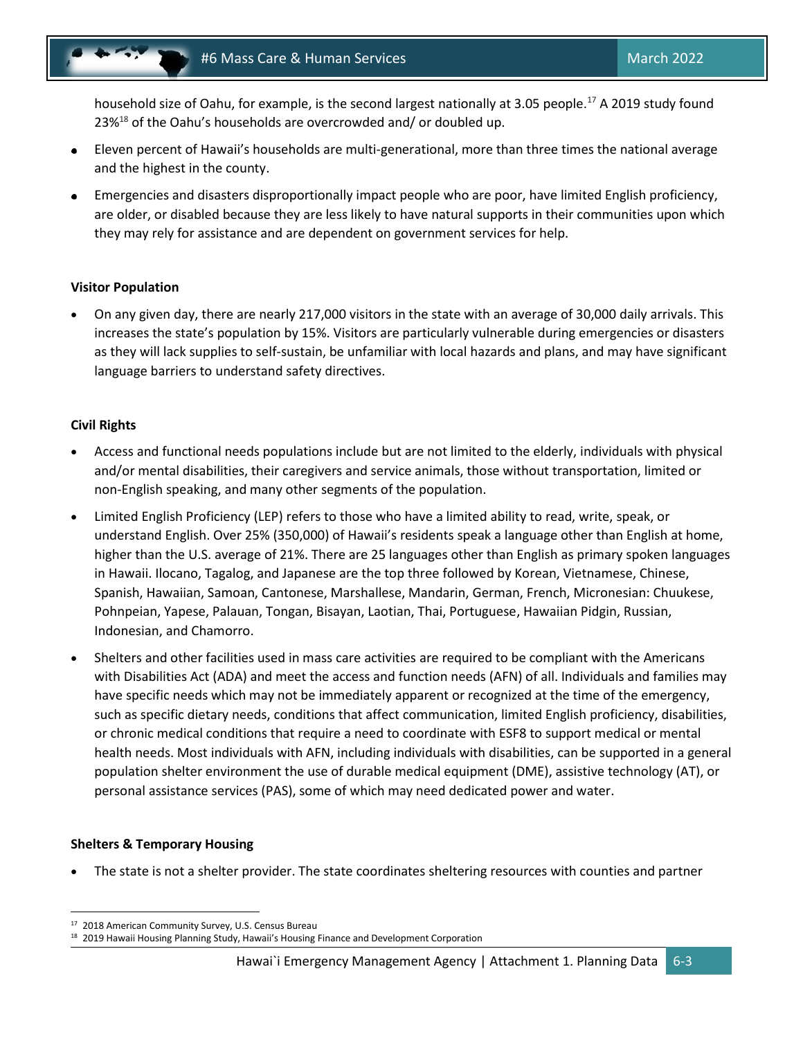household size of Oahu, for example, is the second largest nationally at 3.05 people.[17] A 2019 study found 23%[18] of the Oahu's households are overcrowded and/ or doubled up.

- Eleven percent of Hawaii's households are multi-generational, more than three times the national average and the highest in the county.
- Emergencies and disasters disproportionally impact people who are poor, have limited English proficiency, are older, or disabled because they are less likely to have natural supports in their communities upon which they may rely for assistance and are dependent on government services for help.

**Visitor Population**

- On any given day, there are nearly 217,000 visitors in the state with an average of 30,000 daily arrivals. This increases the state's population by 15%. Visitors are particularly vulnerable during emergencies or disasters as they will lack supplies to self-sustain, be unfamiliar with local hazards and plans, and may have significant language barriers to understand safety directives.

**Civil Rights**

- Access and functional needs populations include but are not limited to the elderly, individuals with physical and/or mental disabilities, their caregivers and service animals, those without transportation, limited or non-English speaking, and many other segments of the population.
- Limited English Proficiency (LEP) refers to those who have a limited ability to read, write, speak, or understand English. Over 25% (350,000) of Hawaii's residents speak a language other than English at home, higher than the U.S. average of 21%. There are 25 languages other than English as primary spoken languages in Hawaii. Ilocano, Tagalog, and Japanese are the top three followed by Korean, Vietnamese, Chinese, Spanish, Hawaiian, Samoan, Cantonese, Marshallese, Mandarin, German, French, Micronesian: Chuukese, Pohnpeian, Yapese, Palauan, Tongan, Bisayan, Laotian, Thai, Portuguese, Hawaiian Pidgin, Russian, Indonesian, and Chamorro.
- Shelters and other facilities used in mass care activities are required to be compliant with the Americans with Disabilities Act (ADA) and meet the access and function needs (AFN) of all. Individuals and families may have specific needs which may not be immediately apparent or recognized at the time of the emergency, such as specific dietary needs, conditions that affect communication, limited English proficiency, disabilities, or chronic medical conditions that require a need to coordinate with ESF8 to support medical or mental health needs. Most individuals with AFN, including individuals with disabilities, can be supported in a general population shelter environment the use of durable medical equipment (DME), assistive technology (AT), or personal assistance services (PAS), some of which may need dedicated power and water.

**Shelters & Temporary Housing**

- The state is not a shelter provider. The state coordinates sheltering resources with counties and partner

---

[17] 2018 American Community Survey, U.S. Census Bureau

[18] 2019 Hawaii Housing Planning Study, Hawaii's Housing Finance and Development Corporation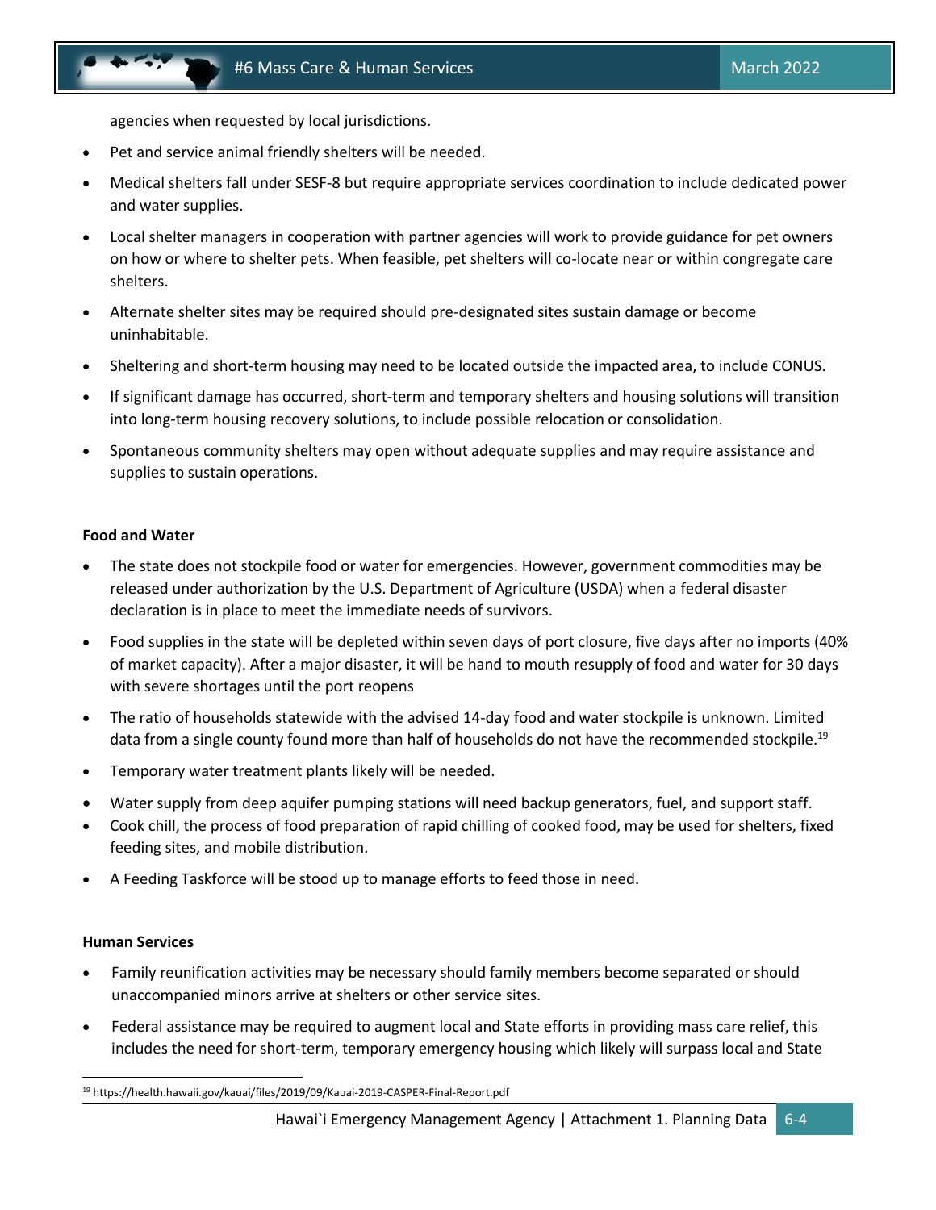agencies when requested by local jurisdictions.

- Pet and service animal friendly shelters will be needed.
- Medical shelters fall under SESF-8 but require appropriate services coordination to include dedicated power and water supplies.
- Local shelter managers in cooperation with partner agencies will work to provide guidance for pet owners on how or where to shelter pets. When feasible, pet shelters will co-locate near or within congregate care shelters.
- Alternate shelter sites may be required should pre-designated sites sustain damage or become uninhabitable.
- Sheltering and short-term housing may need to be located outside the impacted area, to include CONUS.
- If significant damage has occurred, short-term and temporary shelters and housing solutions will transition into long-term housing recovery solutions, to include possible relocation or consolidation.
- Spontaneous community shelters may open without adequate supplies and may require assistance and supplies to sustain operations.

**Food and Water**

- The state does not stockpile food or water for emergencies. However, government commodities may be released under authorization by the U.S. Department of Agriculture (USDA) when a federal disaster declaration is in place to meet the immediate needs of survivors.
- Food supplies in the state will be depleted within seven days of port closure, five days after no imports (40% of market capacity). After a major disaster, it will be hand to mouth resupply of food and water for 30 days with severe shortages until the port reopens
- The ratio of households statewide with the advised 14-day food and water stockpile is unknown. Limited data from a single county found more than half of households do not have the recommended stockpile.[19]
- Temporary water treatment plants likely will be needed.
- Water supply from deep aquifer pumping stations will need backup generators, fuel, and support staff.
- Cook chill, the process of food preparation of rapid chilling of cooked food, may be used for shelters, fixed feeding sites, and mobile distribution.
- A Feeding Taskforce will be stood up to manage efforts to feed those in need.

**Human Services**

- Family reunification activities may be necessary should family members become separated or should unaccompanied minors arrive at shelters or other service sites.
- Federal assistance may be required to augment local and State efforts in providing mass care relief, this includes the need for short-term, temporary emergency housing which likely will surpass local and State

[19] https://health.hawaii.gov/kauai/files/2019/09/Kauai-2019-CASPER-Final-Report.pdf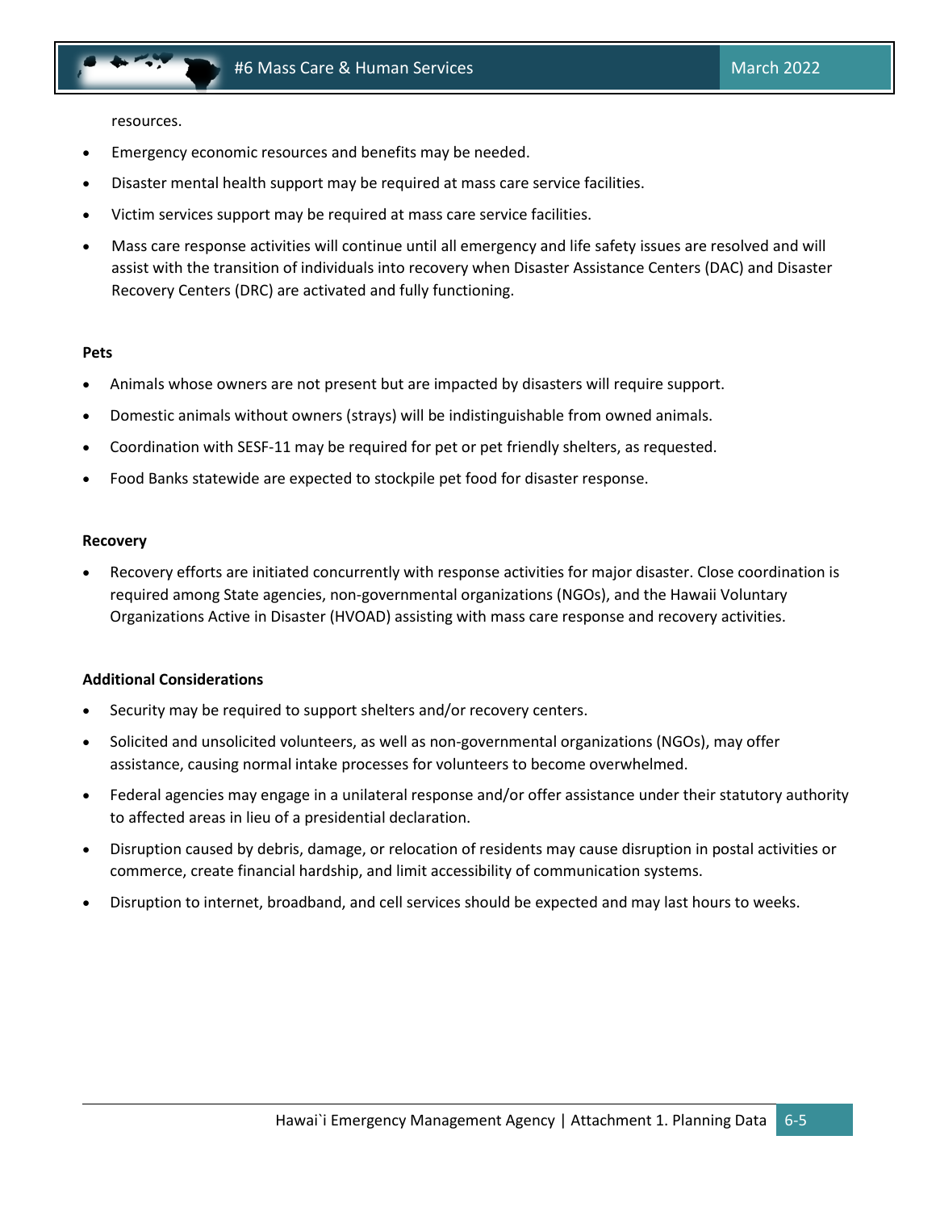resources.

- Emergency economic resources and benefits may be needed.
- Disaster mental health support may be required at mass care service facilities.
- Victim services support may be required at mass care service facilities.
- Mass care response activities will continue until all emergency and life safety issues are resolved and will assist with the transition of individuals into recovery when Disaster Assistance Centers (DAC) and Disaster Recovery Centers (DRC) are activated and fully functioning.

**Pets**

- Animals whose owners are not present but are impacted by disasters will require support.
- Domestic animals without owners (strays) will be indistinguishable from owned animals.
- Coordination with SESF-11 may be required for pet or pet friendly shelters, as requested.
- Food Banks statewide are expected to stockpile pet food for disaster response.

**Recovery**

- Recovery efforts are initiated concurrently with response activities for major disaster. Close coordination is required among State agencies, non-governmental organizations (NGOs), and the Hawaii Voluntary Organizations Active in Disaster (HVOAD) assisting with mass care response and recovery activities.

**Additional Considerations**

- Security may be required to support shelters and/or recovery centers.
- Solicited and unsolicited volunteers, as well as non-governmental organizations (NGOs), may offer assistance, causing normal intake processes for volunteers to become overwhelmed.
- Federal agencies may engage in a unilateral response and/or offer assistance under their statutory authority to affected areas in lieu of a presidential declaration.
- Disruption caused by debris, damage, or relocation of residents may cause disruption in postal activities or commerce, create financial hardship, and limit accessibility of communication systems.
- Disruption to internet, broadband, and cell services should be expected and may last hours to weeks.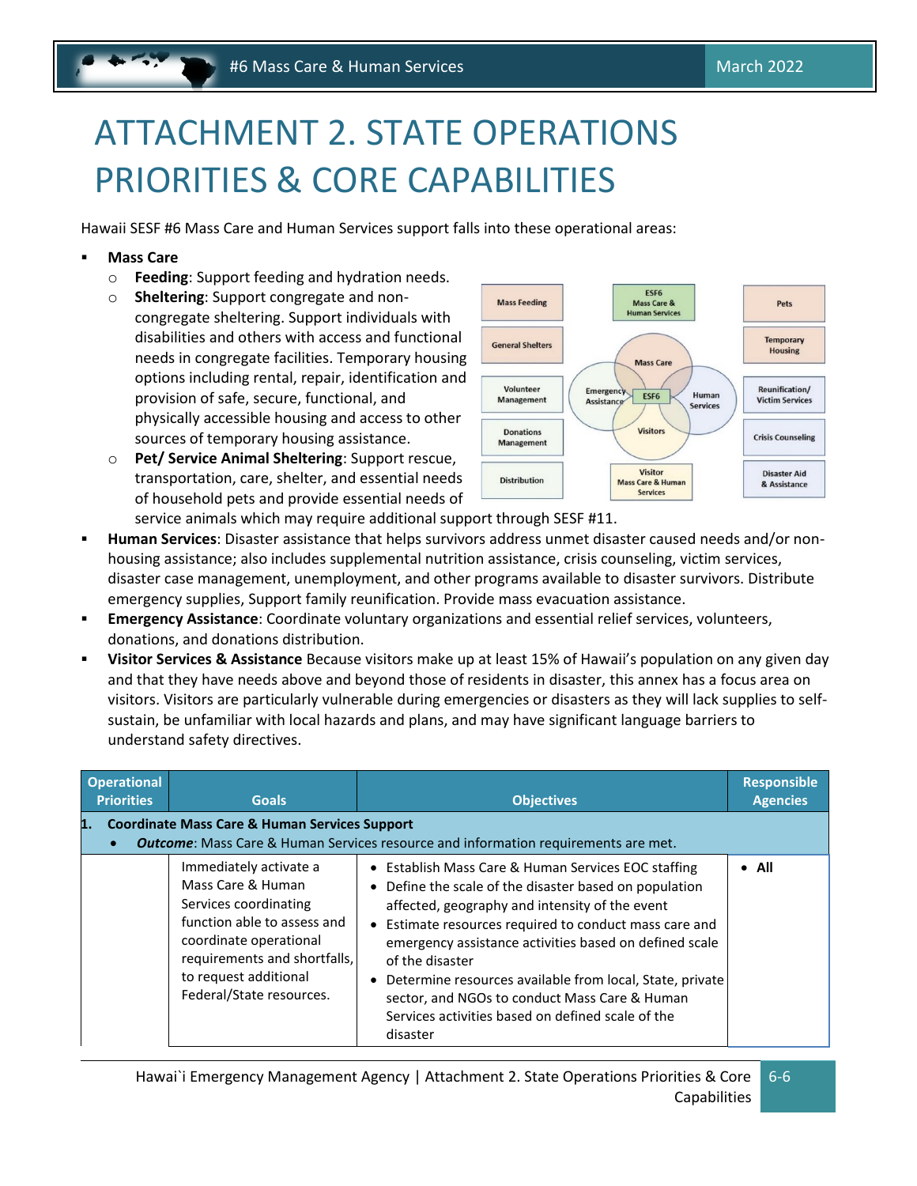# ATTACHMENT 2. STATE OPERATIONS PRIORITIES & CORE CAPABILITIES

Hawaii SESF #6 Mass Care and Human Services support falls into these operational areas:

- **Mass Care**
  - **Feeding**: Support feeding and hydration needs.
  - **Sheltering**: Support congregate and non-congregate sheltering. Support individuals with disabilities and others with access and functional needs in congregate facilities. Temporary housing options including rental, repair, identification and provision of safe, secure, functional, and physically accessible housing and access to other sources of temporary housing assistance.
  - **Pet/ Service Animal Sheltering**: Support rescue, transportation, care, shelter, and essential needs of household pets and provide essential needs of service animals which may require additional support through SESF #11.
- **Human Services**: Disaster assistance that helps survivors address unmet disaster caused needs and/or non-housing assistance; also includes supplemental nutrition assistance, crisis counseling, victim services, disaster case management, unemployment, and other programs available to disaster survivors. Distribute emergency supplies, Support family reunification. Provide mass evacuation assistance.
- **Emergency Assistance**: Coordinate voluntary organizations and essential relief services, volunteers, donations, and donations distribution.
- **Visitor Services & Assistance** Because visitors make up at least 15% of Hawaii's population on any given day and that they have needs above and beyond those of residents in disaster, this annex has a focus area on visitors. Visitors are particularly vulnerable during emergencies or disasters as they will lack supplies to self-sustain, be unfamiliar with local hazards and plans, and may have significant language barriers to understand safety directives.

| Operational Priorities | Goals | Objectives | Responsible Agencies |
|---|---|---|---|
| **1. Coordinate Mass Care & Human Services Support** | | | |
| • ***Outcome***: Mass Care & Human Services resource and information requirements are met. | | | |
| | Immediately activate a Mass Care & Human Services coordinating function able to assess and coordinate operational requirements and shortfalls, to request additional Federal/State resources. | • Establish Mass Care & Human Services EOC staffing<br>• Define the scale of the disaster based on population affected, geography and intensity of the event<br>• Estimate resources required to conduct mass care and emergency assistance activities based on defined scale of the disaster<br>• Determine resources available from local, State, private sector, and NGOs to conduct Mass Care & Human Services activities based on defined scale of the disaster | • **All** |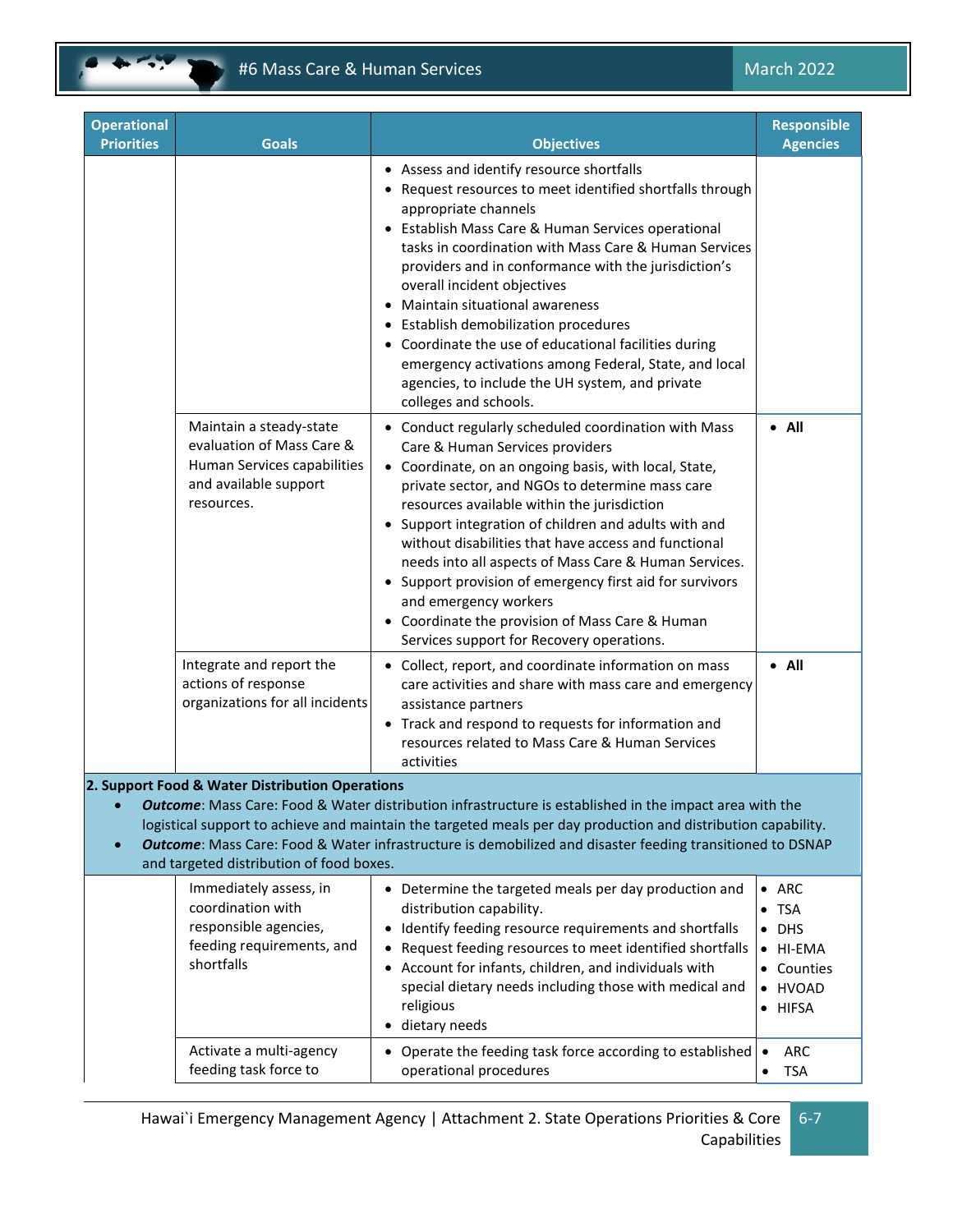| Operational Priorities | Goals | Objectives | Responsible Agencies |
|---|---|---|---|
| | | • Assess and identify resource shortfalls<br>• Request resources to meet identified shortfalls through appropriate channels<br>• Establish Mass Care & Human Services operational tasks in coordination with Mass Care & Human Services providers and in conformance with the jurisdiction's overall incident objectives<br>• Maintain situational awareness<br>• Establish demobilization procedures<br>• Coordinate the use of educational facilities during emergency activations among Federal, State, and local agencies, to include the UH system, and private colleges and schools. | |
| | Maintain a steady-state evaluation of Mass Care & Human Services capabilities and available support resources. | • Conduct regularly scheduled coordination with Mass Care & Human Services providers<br>• Coordinate, on an ongoing basis, with local, State, private sector, and NGOs to determine mass care resources available within the jurisdiction<br>• Support integration of children and adults with and without disabilities that have access and functional needs into all aspects of Mass Care & Human Services.<br>• Support provision of emergency first aid for survivors and emergency workers<br>• Coordinate the provision of Mass Care & Human Services support for Recovery operations. | • **All** |
| | Integrate and report the actions of response organizations for all incidents | • Collect, report, and coordinate information on mass care activities and share with mass care and emergency assistance partners<br>• Track and respond to requests for information and resources related to Mass Care & Human Services activities | • **All** |
| **2. Support Food & Water Distribution Operations**<br>• ***Outcome***: Mass Care: Food & Water distribution infrastructure is established in the impact area with the logistical support to achieve and maintain the targeted meals per day production and distribution capability.<br>• ***Outcome***: Mass Care: Food & Water infrastructure is demobilized and disaster feeding transitioned to DSNAP and targeted distribution of food boxes. | | | |
| | Immediately assess, in coordination with responsible agencies, feeding requirements, and shortfalls | • Determine the targeted meals per day production and distribution capability.<br>• Identify feeding resource requirements and shortfalls<br>• Request feeding resources to meet identified shortfalls<br>• Account for infants, children, and individuals with special dietary needs including those with medical and religious<br>• dietary needs | • ARC<br>• TSA<br>• DHS<br>• HI-EMA<br>• Counties<br>• HVOAD<br>• HIFSA |
| | Activate a multi-agency feeding task force to | • Operate the feeding task force according to established operational procedures | • ARC<br>• TSA |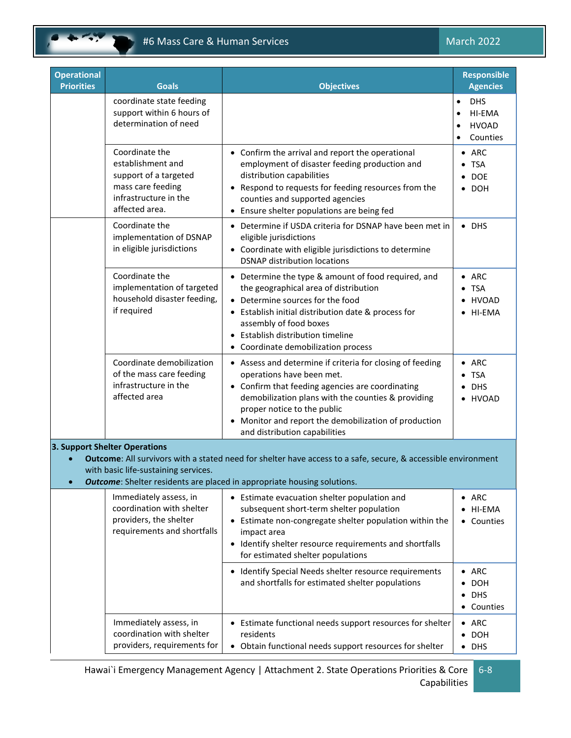| Operational Priorities | Goals | Objectives | Responsible Agencies |
|---|---|---|---|
| | coordinate state feeding support within 6 hours of determination of need | | • DHS<br>• HI-EMA<br>• HVOAD<br>• Counties |
| | Coordinate the establishment and support of a targeted mass care feeding infrastructure in the affected area. | • Confirm the arrival and report the operational employment of disaster feeding production and distribution capabilities<br>• Respond to requests for feeding resources from the counties and supported agencies<br>• Ensure shelter populations are being fed | • ARC<br>• TSA<br>• DOE<br>• DOH |
| | Coordinate the implementation of DSNAP in eligible jurisdictions | • Determine if USDA criteria for DSNAP have been met in eligible jurisdictions<br>• Coordinate with eligible jurisdictions to determine DSNAP distribution locations | • DHS |
| | Coordinate the implementation of targeted household disaster feeding, if required | • Determine the type & amount of food required, and the geographical area of distribution<br>• Determine sources for the food<br>• Establish initial distribution date & process for assembly of food boxes<br>• Establish distribution timeline<br>• Coordinate demobilization process | • ARC<br>• TSA<br>• HVOAD<br>• HI-EMA |
| | Coordinate demobilization of the mass care feeding infrastructure in the affected area | • Assess and determine if criteria for closing of feeding operations have been met.<br>• Confirm that feeding agencies are coordinating demobilization plans with the counties & providing proper notice to the public<br>• Monitor and report the demobilization of production and distribution capabilities | • ARC<br>• TSA<br>• DHS<br>• HVOAD |
| **3. Support Shelter Operations**<br>• **Outcome**: All survivors with a stated need for shelter have access to a safe, secure, & accessible environment with basic life-sustaining services.<br>• ***Outcome***: Shelter residents are placed in appropriate housing solutions. | | | |
| | Immediately assess, in coordination with shelter providers, the shelter requirements and shortfalls | • Estimate evacuation shelter population and subsequent short-term shelter population<br>• Estimate non-congregate shelter population within the impact area<br>• Identify shelter resource requirements and shortfalls for estimated shelter populations | • ARC<br>• HI-EMA<br>• Counties |
| | | • Identify Special Needs shelter resource requirements and shortfalls for estimated shelter populations | • ARC<br>• DOH<br>• DHS<br>• Counties |
| | Immediately assess, in coordination with shelter providers, requirements for | • Estimate functional needs support resources for shelter residents<br>• Obtain functional needs support resources for shelter | • ARC<br>• DOH<br>• DHS |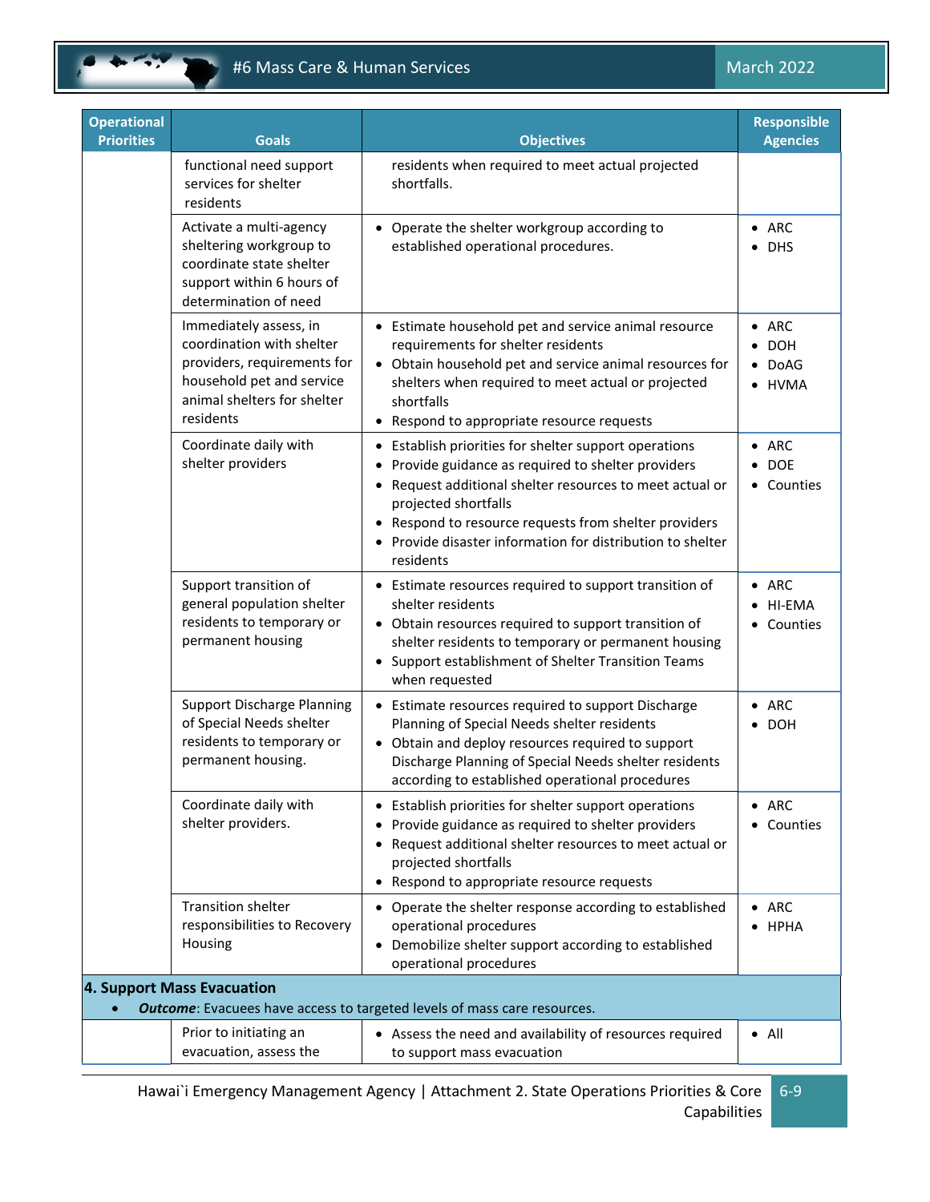| Operational Priorities | Goals | Objectives | Responsible Agencies |
|---|---|---|---|
| | functional need support services for shelter residents | residents when required to meet actual projected shortfalls. | |
| | Activate a multi-agency sheltering workgroup to coordinate state shelter support within 6 hours of determination of need | • Operate the shelter workgroup according to established operational procedures. | • ARC<br>• DHS |
| | Immediately assess, in coordination with shelter providers, requirements for household pet and service animal shelters for shelter residents | • Estimate household pet and service animal resource requirements for shelter residents<br>• Obtain household pet and service animal resources for shelters when required to meet actual or projected shortfalls<br>• Respond to appropriate resource requests | • ARC<br>• DOH<br>• DoAG<br>• HVMA |
| | Coordinate daily with shelter providers | • Establish priorities for shelter support operations<br>• Provide guidance as required to shelter providers<br>• Request additional shelter resources to meet actual or projected shortfalls<br>• Respond to resource requests from shelter providers<br>• Provide disaster information for distribution to shelter residents | • ARC<br>• DOE<br>• Counties |
| | Support transition of general population shelter residents to temporary or permanent housing | • Estimate resources required to support transition of shelter residents<br>• Obtain resources required to support transition of shelter residents to temporary or permanent housing<br>• Support establishment of Shelter Transition Teams when requested | • ARC<br>• HI-EMA<br>• Counties |
| | Support Discharge Planning of Special Needs shelter residents to temporary or permanent housing. | • Estimate resources required to support Discharge Planning of Special Needs shelter residents<br>• Obtain and deploy resources required to support Discharge Planning of Special Needs shelter residents according to established operational procedures | • ARC<br>• DOH |
| | Coordinate daily with shelter providers. | • Establish priorities for shelter support operations<br>• Provide guidance as required to shelter providers<br>• Request additional shelter resources to meet actual or projected shortfalls<br>• Respond to appropriate resource requests | • ARC<br>• Counties |
| | Transition shelter responsibilities to Recovery Housing | • Operate the shelter response according to established operational procedures<br>• Demobilize shelter support according to established operational procedures | • ARC<br>• HPHA |
| **4. Support Mass Evacuation**<br>• ***Outcome***: Evacuees have access to targeted levels of mass care resources. | | | |
| | Prior to initiating an evacuation, assess the | • Assess the need and availability of resources required to support mass evacuation | • All |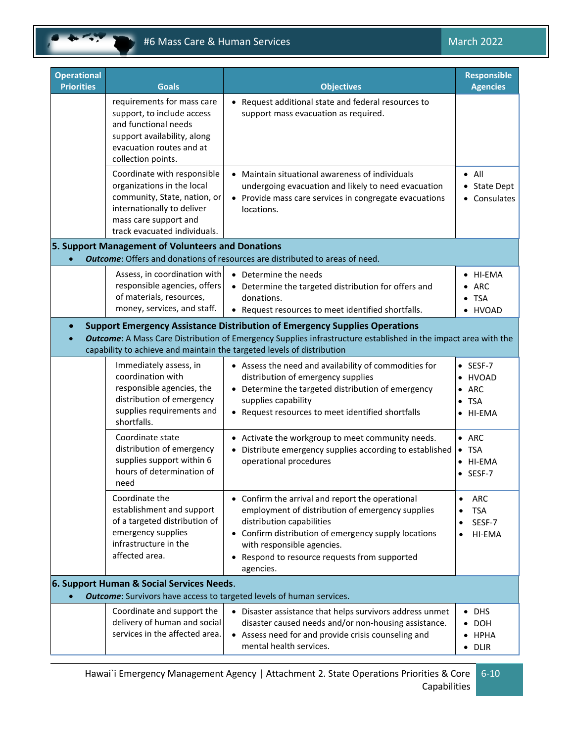| Operational Priorities | Goals | Objectives | Responsible Agencies |
|---|---|---|---|
| | requirements for mass care support, to include access and functional needs support availability, along evacuation routes and at collection points. | • Request additional state and federal resources to support mass evacuation as required. | |
| | Coordinate with responsible organizations in the local community, State, nation, or internationally to deliver mass care support and track evacuated individuals. | • Maintain situational awareness of individuals undergoing evacuation and likely to need evacuation<br>• Provide mass care services in congregate evacuations locations. | • All<br>• State Dept<br>• Consulates |
| **5. Support Management of Volunteers and Donations**<br>• ***Outcome***: Offers and donations of resources are distributed to areas of need. | | | |
| | Assess, in coordination with responsible agencies, offers of materials, resources, money, services, and staff. | • Determine the needs<br>• Determine the targeted distribution for offers and donations.<br>• Request resources to meet identified shortfalls. | • HI-EMA<br>• ARC<br>• TSA<br>• HVOAD |
| • **Support Emergency Assistance Distribution of Emergency Supplies Operations**<br>• ***Outcome***: A Mass Care Distribution of Emergency Supplies infrastructure established in the impact area with the capability to achieve and maintain the targeted levels of distribution | | | |
| | Immediately assess, in coordination with responsible agencies, the distribution of emergency supplies requirements and shortfalls. | • Assess the need and availability of commodities for distribution of emergency supplies<br>• Determine the targeted distribution of emergency supplies capability<br>• Request resources to meet identified shortfalls | • SESF-7<br>• HVOAD<br>• ARC<br>• TSA<br>• HI-EMA |
| | Coordinate state distribution of emergency supplies support within 6 hours of determination of need | • Activate the workgroup to meet community needs.<br>• Distribute emergency supplies according to established operational procedures | • ARC<br>• TSA<br>• HI-EMA<br>• SESF-7 |
| | Coordinate the establishment and support of a targeted distribution of emergency supplies infrastructure in the affected area. | • Confirm the arrival and report the operational employment of distribution of emergency supplies distribution capabilities<br>• Confirm distribution of emergency supply locations with responsible agencies.<br>• Respond to resource requests from supported agencies. | • ARC<br>• TSA<br>• SESF-7<br>• HI-EMA |
| **6. Support Human & Social Services Needs**.<br>• ***Outcome***: Survivors have access to targeted levels of human services. | | | |
| | Coordinate and support the delivery of human and social services in the affected area. | • Disaster assistance that helps survivors address unmet disaster caused needs and/or non-housing assistance.<br>• Assess need for and provide crisis counseling and mental health services. | • DHS<br>• DOH<br>• HPHA<br>• DLIR |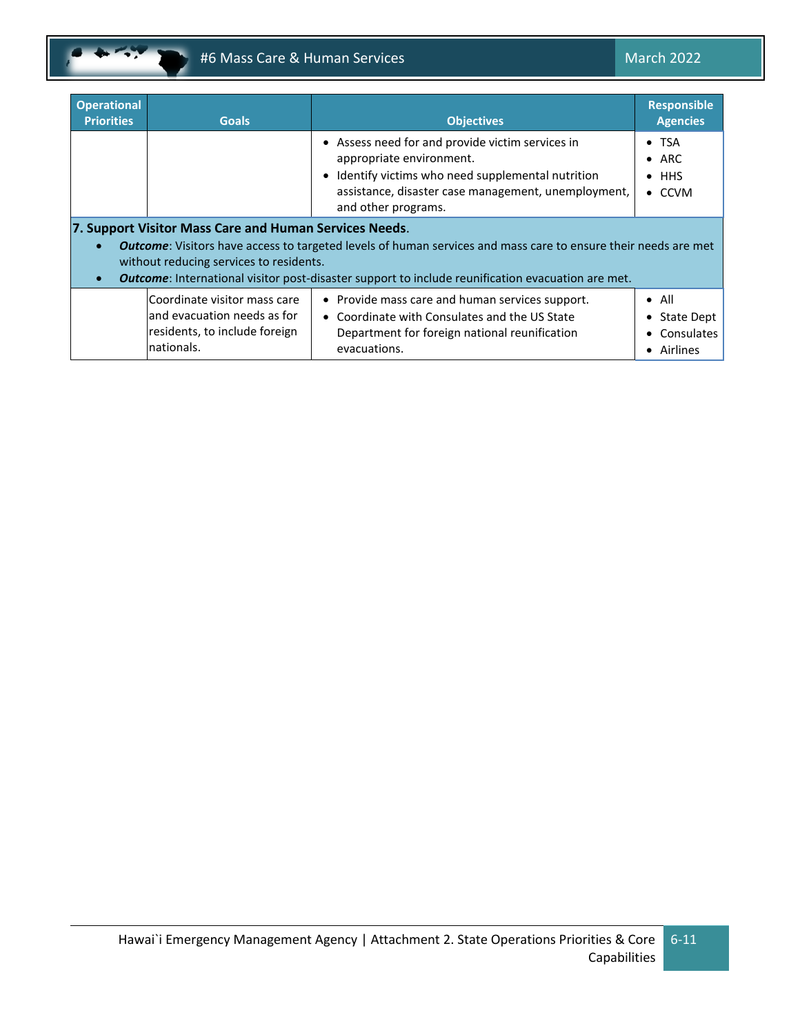| Operational Priorities | Goals | Objectives | Responsible Agencies |
|---|---|---|---|
| | | • Assess need for and provide victim services in appropriate environment.<br>• Identify victims who need supplemental nutrition assistance, disaster case management, unemployment, and other programs. | • TSA<br>• ARC<br>• HHS<br>• CCVM |
| **7. Support Visitor Mass Care and Human Services Needs**.<br>• ***Outcome***: Visitors have access to targeted levels of human services and mass care to ensure their needs are met without reducing services to residents.<br>• ***Outcome***: International visitor post-disaster support to include reunification evacuation are met. | | | |
| | Coordinate visitor mass care and evacuation needs as for residents, to include foreign nationals. | • Provide mass care and human services support.<br>• Coordinate with Consulates and the US State Department for foreign national reunification evacuations. | • All<br>• State Dept<br>• Consulates<br>• Airlines |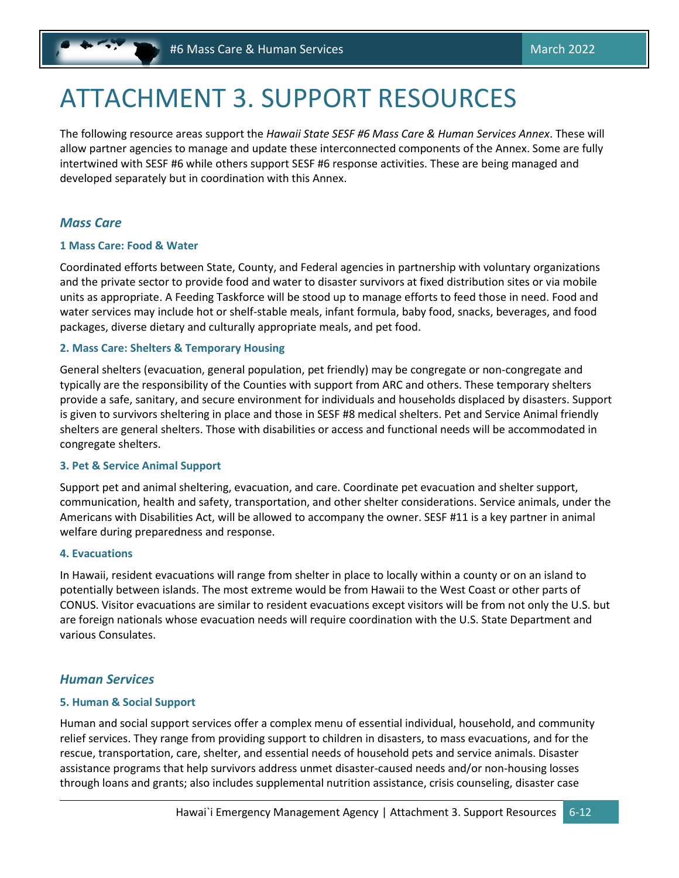# ATTACHMENT 3. SUPPORT RESOURCES

The following resource areas support the *Hawaii State SESF #6 Mass Care & Human Services Annex*. These will allow partner agencies to manage and update these interconnected components of the Annex. Some are fully intertwined with SESF #6 while others support SESF #6 response activities. These are being managed and developed separately but in coordination with this Annex.

## *Mass Care*

### 1 Mass Care: Food & Water

Coordinated efforts between State, County, and Federal agencies in partnership with voluntary organizations and the private sector to provide food and water to disaster survivors at fixed distribution sites or via mobile units as appropriate. A Feeding Taskforce will be stood up to manage efforts to feed those in need. Food and water services may include hot or shelf-stable meals, infant formula, baby food, snacks, beverages, and food packages, diverse dietary and culturally appropriate meals, and pet food.

### 2. Mass Care: Shelters & Temporary Housing

General shelters (evacuation, general population, pet friendly) may be congregate or non-congregate and typically are the responsibility of the Counties with support from ARC and others. These temporary shelters provide a safe, sanitary, and secure environment for individuals and households displaced by disasters. Support is given to survivors sheltering in place and those in SESF #8 medical shelters. Pet and Service Animal friendly shelters are general shelters. Those with disabilities or access and functional needs will be accommodated in congregate shelters.

### 3. Pet & Service Animal Support

Support pet and animal sheltering, evacuation, and care. Coordinate pet evacuation and shelter support, communication, health and safety, transportation, and other shelter considerations. Service animals, under the Americans with Disabilities Act, will be allowed to accompany the owner. SESF #11 is a key partner in animal welfare during preparedness and response.

### 4. Evacuations

In Hawaii, resident evacuations will range from shelter in place to locally within a county or on an island to potentially between islands. The most extreme would be from Hawaii to the West Coast or other parts of CONUS. Visitor evacuations are similar to resident evacuations except visitors will be from not only the U.S. but are foreign nationals whose evacuation needs will require coordination with the U.S. State Department and various Consulates.

## *Human Services*

### 5. Human & Social Support

Human and social support services offer a complex menu of essential individual, household, and community relief services. They range from providing support to children in disasters, to mass evacuations, and for the rescue, transportation, care, shelter, and essential needs of household pets and service animals. Disaster assistance programs that help survivors address unmet disaster-caused needs and/or non-housing losses through loans and grants; also includes supplemental nutrition assistance, crisis counseling, disaster case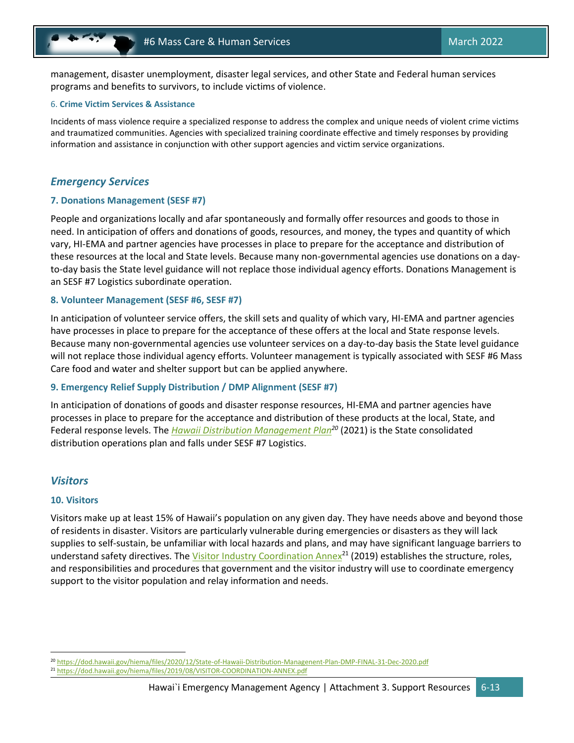management, disaster unemployment, disaster legal services, and other State and Federal human services programs and benefits to survivors, to include victims of violence.

#### 6. Crime Victim Services & Assistance

Incidents of mass violence require a specialized response to address the complex and unique needs of violent crime victims and traumatized communities. Agencies with specialized training coordinate effective and timely responses by providing information and assistance in conjunction with other support agencies and victim service organizations.

## *Emergency Services*

### 7. Donations Management (SESF #7)

People and organizations locally and afar spontaneously and formally offer resources and goods to those in need. In anticipation of offers and donations of goods, resources, and money, the types and quantity of which vary, HI-EMA and partner agencies have processes in place to prepare for the acceptance and distribution of these resources at the local and State levels. Because many non-governmental agencies use donations on a day-to-day basis the State level guidance will not replace those individual agency efforts. Donations Management is an SESF #7 Logistics subordinate operation.

### 8. Volunteer Management (SESF #6, SESF #7)

In anticipation of volunteer service offers, the skill sets and quality of which vary, HI-EMA and partner agencies have processes in place to prepare for the acceptance of these offers at the local and State response levels. Because many non-governmental agencies use volunteer services on a day-to-day basis the State level guidance will not replace those individual agency efforts. Volunteer management is typically associated with SESF #6 Mass Care food and water and shelter support but can be applied anywhere.

### 9. Emergency Relief Supply Distribution / DMP Alignment (SESF #7)

In anticipation of donations of goods and disaster response resources, HI-EMA and partner agencies have processes in place to prepare for the acceptance and distribution of these products at the local, State, and Federal response levels. The *Hawaii Distribution Management Plan*[20] (2021) is the State consolidated distribution operations plan and falls under SESF #7 Logistics.

## *Visitors*

### 10. Visitors

Visitors make up at least 15% of Hawaii's population on any given day. They have needs above and beyond those of residents in disaster. Visitors are particularly vulnerable during emergencies or disasters as they will lack supplies to self-sustain, be unfamiliar with local hazards and plans, and may have significant language barriers to understand safety directives. The Visitor Industry Coordination Annex[21] (2019) establishes the structure, roles, and responsibilities and procedures that government and the visitor industry will use to coordinate emergency support to the visitor population and relay information and needs.

---

[20] https://dod.hawaii.gov/hiema/files/2020/12/State-of-Hawaii-Distribution-Managenent-Plan-DMP-FINAL-31-Dec-2020.pdf

[21] https://dod.hawaii.gov/hiema/files/2019/08/VISITOR-COORDINATION-ANNEX.pdf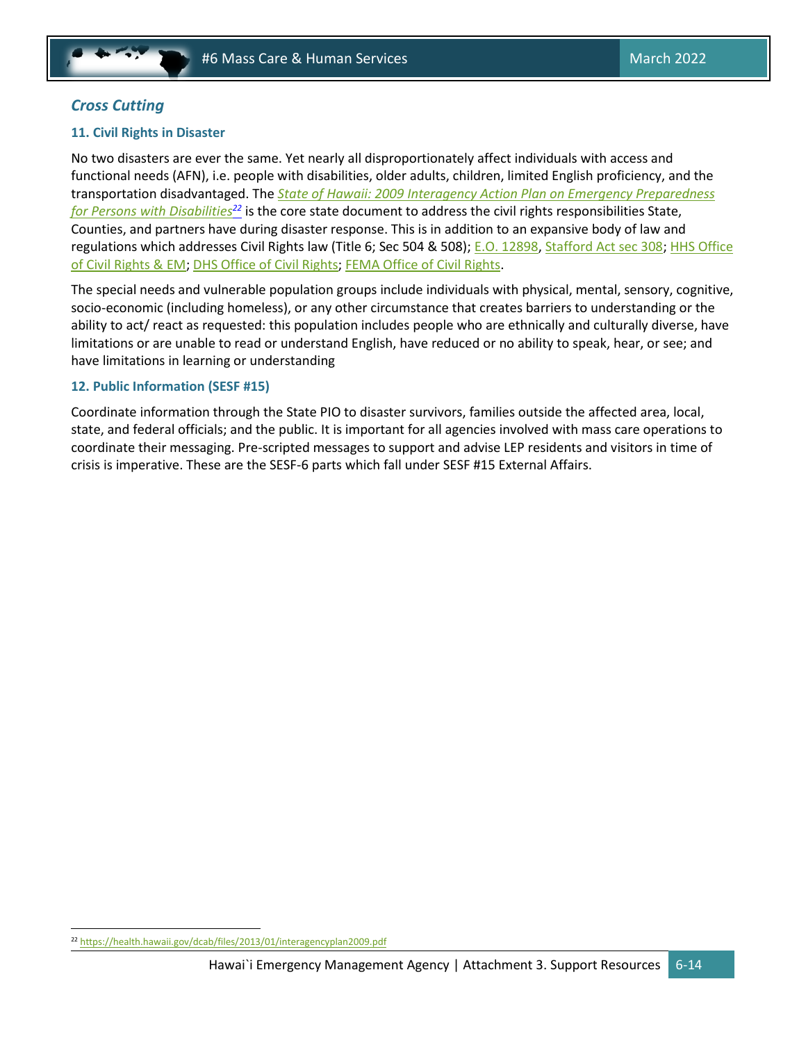## *Cross Cutting*

### 11. Civil Rights in Disaster

No two disasters are ever the same. Yet nearly all disproportionately affect individuals with access and functional needs (AFN), i.e. people with disabilities, older adults, children, limited English proficiency, and the transportation disadvantaged. The *State of Hawaii: 2009 Interagency Action Plan on Emergency Preparedness for Persons with Disabilities*[22] is the core state document to address the civil rights responsibilities State, Counties, and partners have during disaster response. This is in addition to an expansive body of law and regulations which addresses Civil Rights law (Title 6; Sec 504 & 508); E.O. 12898, Stafford Act sec 308; HHS Office of Civil Rights & EM; DHS Office of Civil Rights; FEMA Office of Civil Rights.

The special needs and vulnerable population groups include individuals with physical, mental, sensory, cognitive, socio-economic (including homeless), or any other circumstance that creates barriers to understanding or the ability to act/ react as requested: this population includes people who are ethnically and culturally diverse, have limitations or are unable to read or understand English, have reduced or no ability to speak, hear, or see; and have limitations in learning or understanding

### 12. Public Information (SESF #15)

Coordinate information through the State PIO to disaster survivors, families outside the affected area, local, state, and federal officials; and the public. It is important for all agencies involved with mass care operations to coordinate their messaging. Pre-scripted messages to support and advise LEP residents and visitors in time of crisis is imperative. These are the SESF-6 parts which fall under SESF #15 External Affairs.

[22] https://health.hawaii.gov/dcab/files/2013/01/interagencyplan2009.pdf